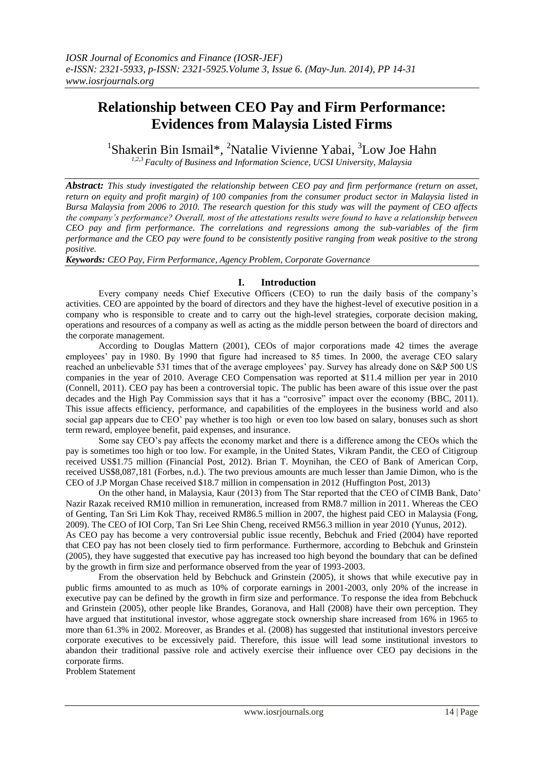# Relationship between CEO Pay and Firm Performance: Evidences from Malaysia Listed Firms

[1]Shakerin Bin Ismail*, [2]Natalie Vivienne Yabai, [3]Low Joe Hahn

[1,2,3] *Faculty of Business and Information Science, UCSI University, Malaysia*

***Abstract:*** *This study investigated the relationship between CEO pay and firm performance (return on asset, return on equity and profit margin) of 100 companies from the consumer product sector in Malaysia listed in Bursa Malaysia from 2006 to 2010. The research question for this study was will the payment of CEO affects the company's performance? Overall, most of the attestations results were found to have a relationship between CEO pay and firm performance. The correlations and regressions among the sub-variables of the firm performance and the CEO pay were found to be consistently positive ranging from weak positive to the strong positive.*

***Keywords:*** *CEO Pay, Firm Performance, Agency Problem, Corporate Governance*

## I. Introduction

Every company needs Chief Executive Officers (CEO) to run the daily basis of the company's activities. CEO are appointed by the board of directors and they have the highest-level of executive position in a company who is responsible to create and to carry out the high-level strategies, corporate decision making, operations and resources of a company as well as acting as the middle person between the board of directors and the corporate management.

According to Douglas Mattern (2001), CEOs of major corporations made 42 times the average employees' pay in 1980. By 1990 that figure had increased to 85 times. In 2000, the average CEO salary reached an unbelievable 531 times that of the average employees' pay. Survey has already done on S&P 500 US companies in the year of 2010. Average CEO Compensation was reported at $11.4 million per year in 2010 (Connell, 2011). CEO pay has been a controversial topic. The public has been aware of this issue over the past decades and the High Pay Commission says that it has a "corrosive" impact over the economy (BBC, 2011). This issue affects efficiency, performance, and capabilities of the employees in the business world and also social gap appears due to CEO' pay whether is too high or even too low based on salary, bonuses such as short term reward, employee benefit, paid expenses, and insurance.

Some say CEO's pay affects the economy market and there is a difference among the CEOs which the pay is sometimes too high or too low. For example, in the United States, Vikram Pandit, the CEO of Citigroup received US$1.75 million (Financial Post, 2012). Brian T. Moynihan, the CEO of Bank of American Corp, received US$8,087,181 (Forbes, n.d.). The two previous amounts are much lesser than Jamie Dimon, who is the CEO of J.P Morgan Chase received $18.7 million in compensation in 2012 (Huffington Post, 2013)

On the other hand, in Malaysia, Kaur (2013) from The Star reported that the CEO of CIMB Bank, Dato' Nazir Razak received RM10 million in remuneration, increased from RM8.7 million in 2011. Whereas the CEO of Genting, Tan Sri Lim Kok Thay, received RM86.5 million in 2007, the highest paid CEO in Malaysia (Fong, 2009). The CEO of IOI Corp, Tan Sri Lee Shin Cheng, received RM56.3 million in year 2010 (Yunus, 2012).

As CEO pay has become a very controversial public issue recently, Bebchuk and Fried (2004) have reported that CEO pay has not been closely tied to firm performance. Furthermore, according to Bebchuk and Grinstein (2005), they have suggested that executive pay has increased too high beyond the boundary that can be defined by the growth in firm size and performance observed from the year of 1993-2003.

From the observation held by Bebchuck and Grinstein (2005), it shows that while executive pay in public firms amounted to as much as 10% of corporate earnings in 2001-2003, only 20% of the increase in executive pay can be defined by the growth in firm size and performance. To response the idea from Bebchuck and Grinstein (2005), other people like Brandes, Goranova, and Hall (2008) have their own perception. They have argued that institutional investor, whose aggregate stock ownership share increased from 16% in 1965 to more than 61.3% in 2002. Moreover, as Brandes et al. (2008) has suggested that institutional investors perceive corporate executives to be excessively paid. Therefore, this issue will lead some institutional investors to abandon their traditional passive role and actively exercise their influence over CEO pay decisions in the corporate firms.

Problem Statement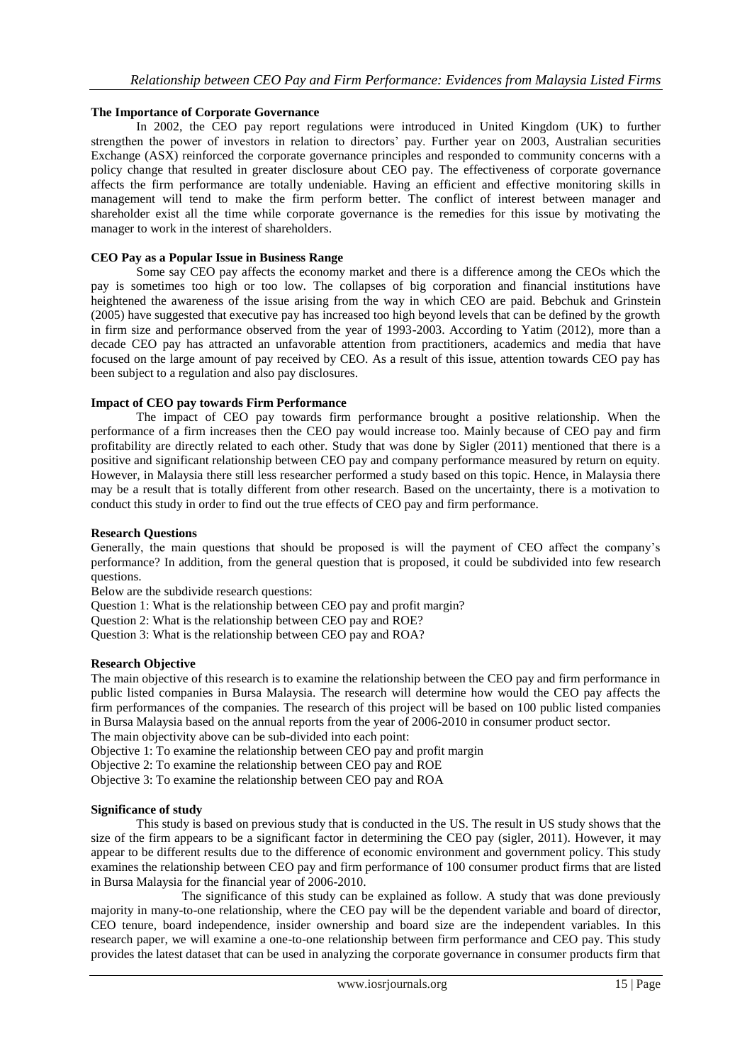### The Importance of Corporate Governance

In 2002, the CEO pay report regulations were introduced in United Kingdom (UK) to further strengthen the power of investors in relation to directors' pay. Further year on 2003, Australian securities Exchange (ASX) reinforced the corporate governance principles and responded to community concerns with a policy change that resulted in greater disclosure about CEO pay. The effectiveness of corporate governance affects the firm performance are totally undeniable. Having an efficient and effective monitoring skills in management will tend to make the firm perform better. The conflict of interest between manager and shareholder exist all the time while corporate governance is the remedies for this issue by motivating the manager to work in the interest of shareholders.

### CEO Pay as a Popular Issue in Business Range

Some say CEO pay affects the economy market and there is a difference among the CEOs which the pay is sometimes too high or too low. The collapses of big corporation and financial institutions have heightened the awareness of the issue arising from the way in which CEO are paid. Bebchuk and Grinstein (2005) have suggested that executive pay has increased too high beyond levels that can be defined by the growth in firm size and performance observed from the year of 1993-2003. According to Yatim (2012), more than a decade CEO pay has attracted an unfavorable attention from practitioners, academics and media that have focused on the large amount of pay received by CEO. As a result of this issue, attention towards CEO pay has been subject to a regulation and also pay disclosures.

### Impact of CEO pay towards Firm Performance

The impact of CEO pay towards firm performance brought a positive relationship. When the performance of a firm increases then the CEO pay would increase too. Mainly because of CEO pay and firm profitability are directly related to each other. Study that was done by Sigler (2011) mentioned that there is a positive and significant relationship between CEO pay and company performance measured by return on equity. However, in Malaysia there still less researcher performed a study based on this topic. Hence, in Malaysia there may be a result that is totally different from other research. Based on the uncertainty, there is a motivation to conduct this study in order to find out the true effects of CEO pay and firm performance.

### Research Questions

Generally, the main questions that should be proposed is will the payment of CEO affect the company's performance? In addition, from the general question that is proposed, it could be subdivided into few research questions.

Below are the subdivide research questions:

Question 1: What is the relationship between CEO pay and profit margin?

Question 2: What is the relationship between CEO pay and ROE?

Question 3: What is the relationship between CEO pay and ROA?

### Research Objective

The main objective of this research is to examine the relationship between the CEO pay and firm performance in public listed companies in Bursa Malaysia. The research will determine how would the CEO pay affects the firm performances of the companies. The research of this project will be based on 100 public listed companies in Bursa Malaysia based on the annual reports from the year of 2006-2010 in consumer product sector.

The main objectivity above can be sub-divided into each point:

Objective 1: To examine the relationship between CEO pay and profit margin

Objective 2: To examine the relationship between CEO pay and ROE

Objective 3: To examine the relationship between CEO pay and ROA

### Significance of study

This study is based on previous study that is conducted in the US. The result in US study shows that the size of the firm appears to be a significant factor in determining the CEO pay (sigler, 2011). However, it may appear to be different results due to the difference of economic environment and government policy. This study examines the relationship between CEO pay and firm performance of 100 consumer product firms that are listed in Bursa Malaysia for the financial year of 2006-2010.

The significance of this study can be explained as follow. A study that was done previously majority in many-to-one relationship, where the CEO pay will be the dependent variable and board of director, CEO tenure, board independence, insider ownership and board size are the independent variables. In this research paper, we will examine a one-to-one relationship between firm performance and CEO pay. This study provides the latest dataset that can be used in analyzing the corporate governance in consumer products firm that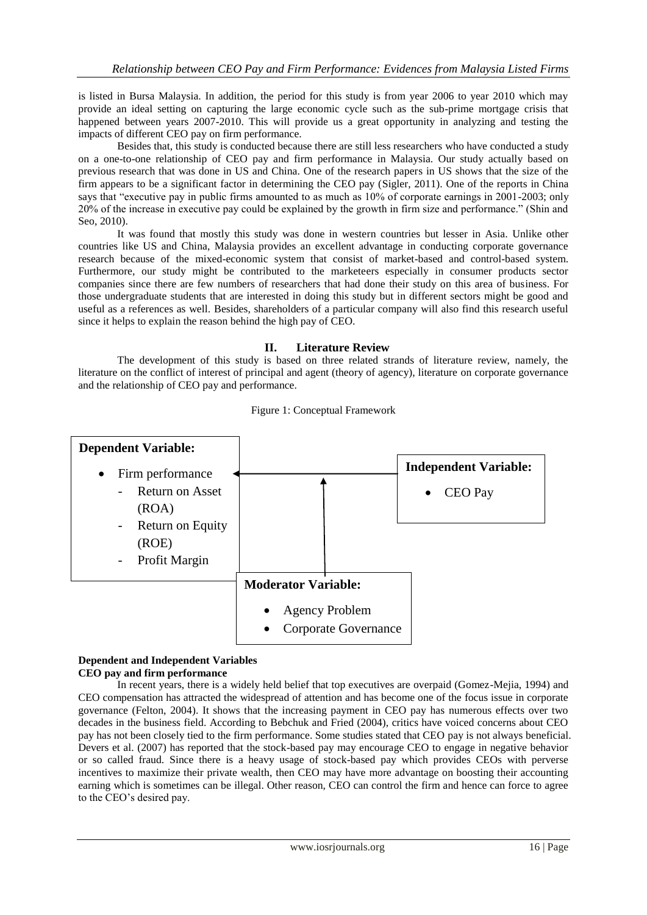is listed in Bursa Malaysia. In addition, the period for this study is from year 2006 to year 2010 which may provide an ideal setting on capturing the large economic cycle such as the sub-prime mortgage crisis that happened between years 2007-2010. This will provide us a great opportunity in analyzing and testing the impacts of different CEO pay on firm performance.

Besides that, this study is conducted because there are still less researchers who have conducted a study on a one-to-one relationship of CEO pay and firm performance in Malaysia. Our study actually based on previous research that was done in US and China. One of the research papers in US shows that the size of the firm appears to be a significant factor in determining the CEO pay (Sigler, 2011). One of the reports in China says that "executive pay in public firms amounted to as much as 10% of corporate earnings in 2001-2003; only 20% of the increase in executive pay could be explained by the growth in firm size and performance." (Shin and Seo, 2010).

It was found that mostly this study was done in western countries but lesser in Asia. Unlike other countries like US and China, Malaysia provides an excellent advantage in conducting corporate governance research because of the mixed-economic system that consist of market-based and control-based system. Furthermore, our study might be contributed to the marketeers especially in consumer products sector companies since there are few numbers of researchers that had done their study on this area of business. For those undergraduate students that are interested in doing this study but in different sectors might be good and useful as a references as well. Besides, shareholders of a particular company will also find this research useful since it helps to explain the reason behind the high pay of CEO.

## II. Literature Review

The development of this study is based on three related strands of literature review, namely, the literature on the conflict of interest of principal and agent (theory of agency), literature on corporate governance and the relationship of CEO pay and performance.

Figure 1: Conceptual Framework

**Dependent Variable:**
- Firm performance
  - Return on Asset (ROA)
  - Return on Equity (ROE)
  - Profit Margin

**Independent Variable:**
- CEO Pay

**Moderator Variable:**
- Agency Problem
- Corporate Governance

### Dependent and Independent Variables

### CEO pay and firm performance

In recent years, there is a widely held belief that top executives are overpaid (Gomez-Mejia, 1994) and CEO compensation has attracted the widespread of attention and has become one of the focus issue in corporate governance (Felton, 2004). It shows that the increasing payment in CEO pay has numerous effects over two decades in the business field. According to Bebchuk and Fried (2004), critics have voiced concerns about CEO pay has not been closely tied to the firm performance. Some studies stated that CEO pay is not always beneficial. Devers et al. (2007) has reported that the stock-based pay may encourage CEO to engage in negative behavior or so called fraud. Since there is a heavy usage of stock-based pay which provides CEOs with perverse incentives to maximize their private wealth, then CEO may have more advantage on boosting their accounting earning which is sometimes can be illegal. Other reason, CEO can control the firm and hence can force to agree to the CEO's desired pay.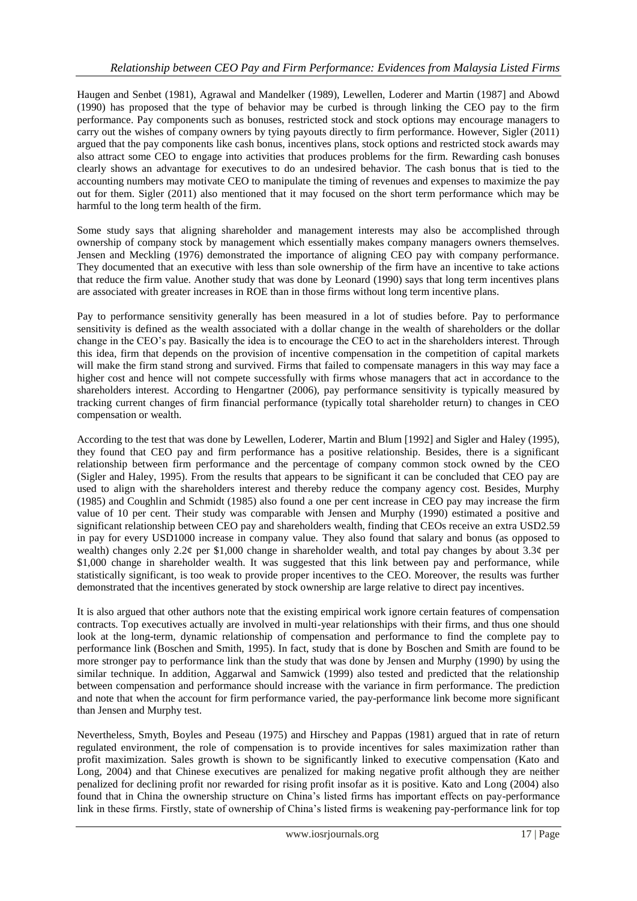Haugen and Senbet (1981), Agrawal and Mandelker (1989), Lewellen, Loderer and Martin (1987] and Abowd (1990) has proposed that the type of behavior may be curbed is through linking the CEO pay to the firm performance. Pay components such as bonuses, restricted stock and stock options may encourage managers to carry out the wishes of company owners by tying payouts directly to firm performance. However, Sigler (2011) argued that the pay components like cash bonus, incentives plans, stock options and restricted stock awards may also attract some CEO to engage into activities that produces problems for the firm. Rewarding cash bonuses clearly shows an advantage for executives to do an undesired behavior. The cash bonus that is tied to the accounting numbers may motivate CEO to manipulate the timing of revenues and expenses to maximize the pay out for them. Sigler (2011) also mentioned that it may focused on the short term performance which may be harmful to the long term health of the firm.

Some study says that aligning shareholder and management interests may also be accomplished through ownership of company stock by management which essentially makes company managers owners themselves. Jensen and Meckling (1976) demonstrated the importance of aligning CEO pay with company performance. They documented that an executive with less than sole ownership of the firm have an incentive to take actions that reduce the firm value. Another study that was done by Leonard (1990) says that long term incentives plans are associated with greater increases in ROE than in those firms without long term incentive plans.

Pay to performance sensitivity generally has been measured in a lot of studies before. Pay to performance sensitivity is defined as the wealth associated with a dollar change in the wealth of shareholders or the dollar change in the CEO's pay. Basically the idea is to encourage the CEO to act in the shareholders interest. Through this idea, firm that depends on the provision of incentive compensation in the competition of capital markets will make the firm stand strong and survived. Firms that failed to compensate managers in this way may face a higher cost and hence will not compete successfully with firms whose managers that act in accordance to the shareholders interest. According to Hengartner (2006), pay performance sensitivity is typically measured by tracking current changes of firm financial performance (typically total shareholder return) to changes in CEO compensation or wealth.

According to the test that was done by Lewellen, Loderer, Martin and Blum [1992] and Sigler and Haley (1995), they found that CEO pay and firm performance has a positive relationship. Besides, there is a significant relationship between firm performance and the percentage of company common stock owned by the CEO (Sigler and Haley, 1995). From the results that appears to be significant it can be concluded that CEO pay are used to align with the shareholders interest and thereby reduce the company agency cost. Besides, Murphy (1985) and Coughlin and Schmidt (1985) also found a one per cent increase in CEO pay may increase the firm value of 10 per cent. Their study was comparable with Jensen and Murphy (1990) estimated a positive and significant relationship between CEO pay and shareholders wealth, finding that CEOs receive an extra USD2.59 in pay for every USD1000 increase in company value. They also found that salary and bonus (as opposed to wealth) changes only 2.2¢ per $1,000 change in shareholder wealth, and total pay changes by about 3.3¢ per $1,000 change in shareholder wealth. It was suggested that this link between pay and performance, while statistically significant, is too weak to provide proper incentives to the CEO. Moreover, the results was further demonstrated that the incentives generated by stock ownership are large relative to direct pay incentives.

It is also argued that other authors note that the existing empirical work ignore certain features of compensation contracts. Top executives actually are involved in multi-year relationships with their firms, and thus one should look at the long-term, dynamic relationship of compensation and performance to find the complete pay to performance link (Boschen and Smith, 1995). In fact, study that is done by Boschen and Smith are found to be more stronger pay to performance link than the study that was done by Jensen and Murphy (1990) by using the similar technique. In addition, Aggarwal and Samwick (1999) also tested and predicted that the relationship between compensation and performance should increase with the variance in firm performance. The prediction and note that when the account for firm performance varied, the pay-performance link become more significant than Jensen and Murphy test.

Nevertheless, Smyth, Boyles and Peseau (1975) and Hirschey and Pappas (1981) argued that in rate of return regulated environment, the role of compensation is to provide incentives for sales maximization rather than profit maximization. Sales growth is shown to be significantly linked to executive compensation (Kato and Long, 2004) and that Chinese executives are penalized for making negative profit although they are neither penalized for declining profit nor rewarded for rising profit insofar as it is positive. Kato and Long (2004) also found that in China the ownership structure on China's listed firms has important effects on pay-performance link in these firms. Firstly, state of ownership of China's listed firms is weakening pay-performance link for top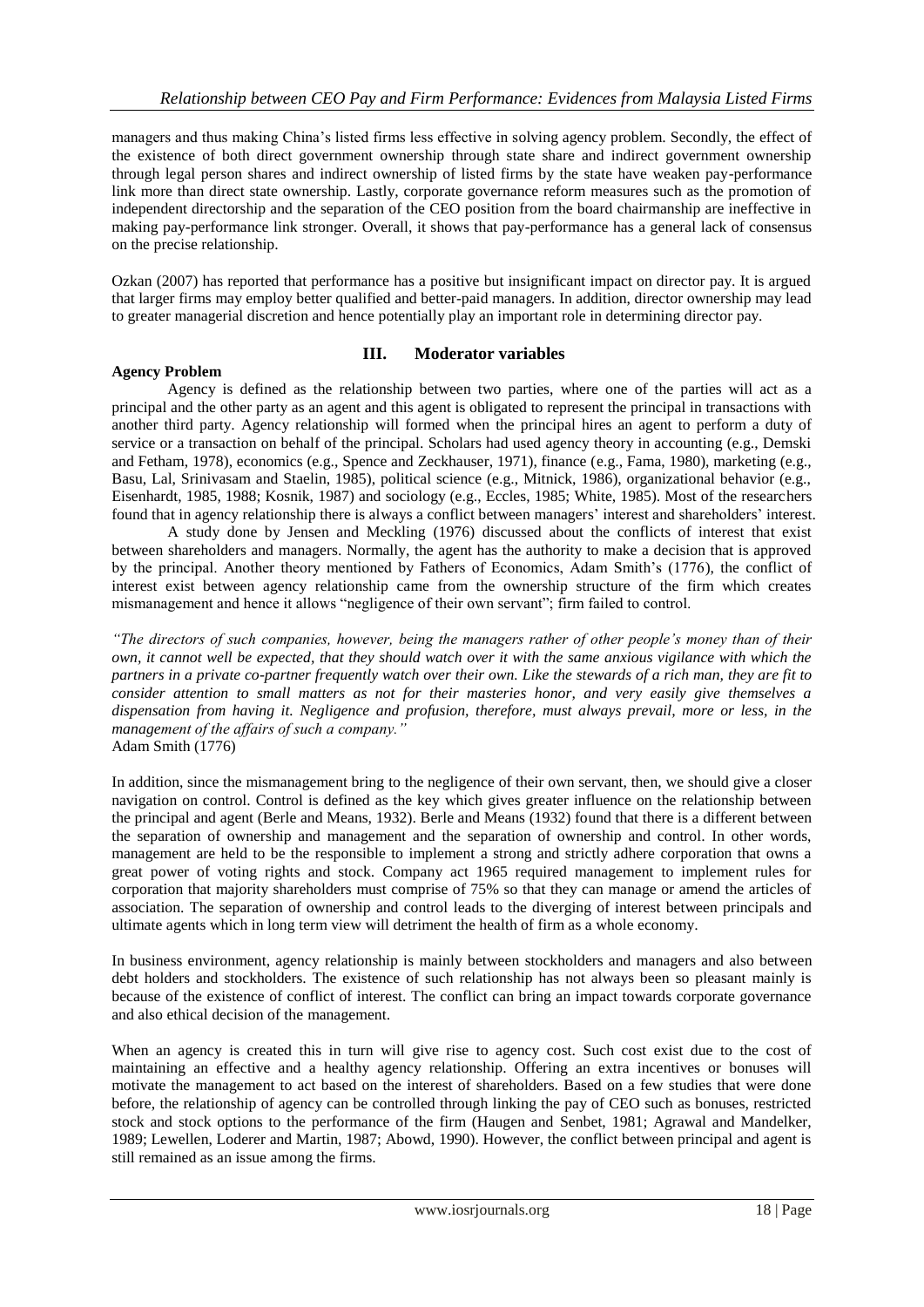managers and thus making China's listed firms less effective in solving agency problem. Secondly, the effect of the existence of both direct government ownership through state share and indirect government ownership through legal person shares and indirect ownership of listed firms by the state have weaken pay-performance link more than direct state ownership. Lastly, corporate governance reform measures such as the promotion of independent directorship and the separation of the CEO position from the board chairmanship are ineffective in making pay-performance link stronger. Overall, it shows that pay-performance has a general lack of consensus on the precise relationship.

Ozkan (2007) has reported that performance has a positive but insignificant impact on director pay. It is argued that larger firms may employ better qualified and better-paid managers. In addition, director ownership may lead to greater managerial discretion and hence potentially play an important role in determining director pay.

## III. Moderator variables

### Agency Problem

Agency is defined as the relationship between two parties, where one of the parties will act as a principal and the other party as an agent and this agent is obligated to represent the principal in transactions with another third party. Agency relationship will formed when the principal hires an agent to perform a duty of service or a transaction on behalf of the principal. Scholars had used agency theory in accounting (e.g., Demski and Fetham, 1978), economics (e.g., Spence and Zeckhauser, 1971), finance (e.g., Fama, 1980), marketing (e.g., Basu, Lal, Srinivasam and Staelin, 1985), political science (e.g., Mitnick, 1986), organizational behavior (e.g., Eisenhardt, 1985, 1988; Kosnik, 1987) and sociology (e.g., Eccles, 1985; White, 1985). Most of the researchers found that in agency relationship there is always a conflict between managers' interest and shareholders' interest.

A study done by Jensen and Meckling (1976) discussed about the conflicts of interest that exist between shareholders and managers. Normally, the agent has the authority to make a decision that is approved by the principal. Another theory mentioned by Fathers of Economics, Adam Smith's (1776), the conflict of interest exist between agency relationship came from the ownership structure of the firm which creates mismanagement and hence it allows "negligence of their own servant"; firm failed to control.

*"The directors of such companies, however, being the managers rather of other people's money than of their own, it cannot well be expected, that they should watch over it with the same anxious vigilance with which the partners in a private co-partner frequently watch over their own. Like the stewards of a rich man, they are fit to consider attention to small matters as not for their masteries honor, and very easily give themselves a dispensation from having it. Negligence and profusion, therefore, must always prevail, more or less, in the management of the affairs of such a company."*
Adam Smith (1776)

In addition, since the mismanagement bring to the negligence of their own servant, then, we should give a closer navigation on control. Control is defined as the key which gives greater influence on the relationship between the principal and agent (Berle and Means, 1932). Berle and Means (1932) found that there is a different between the separation of ownership and management and the separation of ownership and control. In other words, management are held to be the responsible to implement a strong and strictly adhere corporation that owns a great power of voting rights and stock. Company act 1965 required management to implement rules for corporation that majority shareholders must comprise of 75% so that they can manage or amend the articles of association. The separation of ownership and control leads to the diverging of interest between principals and ultimate agents which in long term view will detriment the health of firm as a whole economy.

In business environment, agency relationship is mainly between stockholders and managers and also between debt holders and stockholders. The existence of such relationship has not always been so pleasant mainly is because of the existence of conflict of interest. The conflict can bring an impact towards corporate governance and also ethical decision of the management.

When an agency is created this in turn will give rise to agency cost. Such cost exist due to the cost of maintaining an effective and a healthy agency relationship. Offering an extra incentives or bonuses will motivate the management to act based on the interest of shareholders. Based on a few studies that were done before, the relationship of agency can be controlled through linking the pay of CEO such as bonuses, restricted stock and stock options to the performance of the firm (Haugen and Senbet, 1981; Agrawal and Mandelker, 1989; Lewellen, Loderer and Martin, 1987; Abowd, 1990). However, the conflict between principal and agent is still remained as an issue among the firms.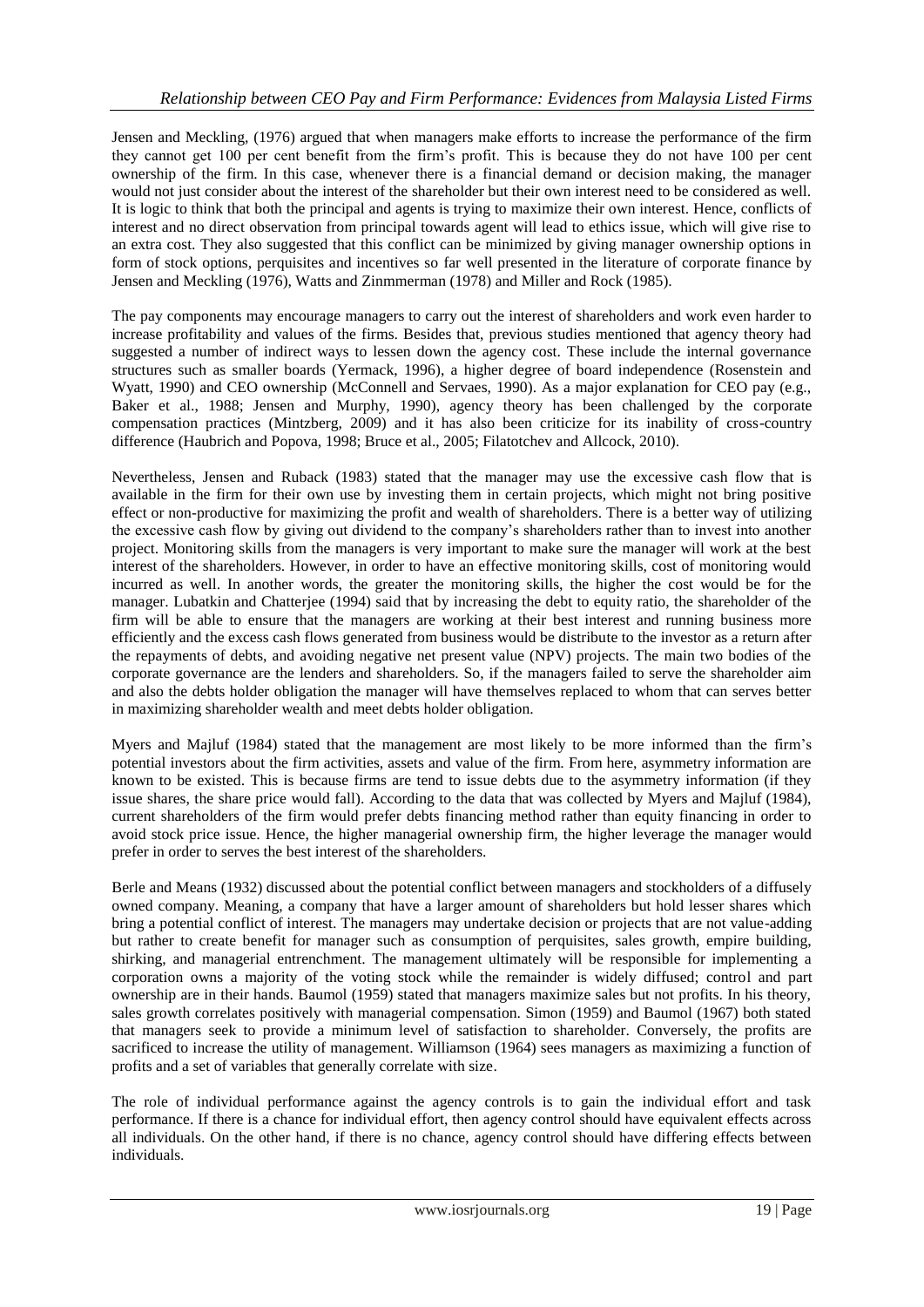Jensen and Meckling, (1976) argued that when managers make efforts to increase the performance of the firm they cannot get 100 per cent benefit from the firm's profit. This is because they do not have 100 per cent ownership of the firm. In this case, whenever there is a financial demand or decision making, the manager would not just consider about the interest of the shareholder but their own interest need to be considered as well. It is logic to think that both the principal and agents is trying to maximize their own interest. Hence, conflicts of interest and no direct observation from principal towards agent will lead to ethics issue, which will give rise to an extra cost. They also suggested that this conflict can be minimized by giving manager ownership options in form of stock options, perquisites and incentives so far well presented in the literature of corporate finance by Jensen and Meckling (1976), Watts and Zinmmerman (1978) and Miller and Rock (1985).

The pay components may encourage managers to carry out the interest of shareholders and work even harder to increase profitability and values of the firms. Besides that, previous studies mentioned that agency theory had suggested a number of indirect ways to lessen down the agency cost. These include the internal governance structures such as smaller boards (Yermack, 1996), a higher degree of board independence (Rosenstein and Wyatt, 1990) and CEO ownership (McConnell and Servaes, 1990). As a major explanation for CEO pay (e.g., Baker et al., 1988; Jensen and Murphy, 1990), agency theory has been challenged by the corporate compensation practices (Mintzberg, 2009) and it has also been criticize for its inability of cross-country difference (Haubrich and Popova, 1998; Bruce et al., 2005; Filatotchev and Allcock, 2010).

Nevertheless, Jensen and Ruback (1983) stated that the manager may use the excessive cash flow that is available in the firm for their own use by investing them in certain projects, which might not bring positive effect or non-productive for maximizing the profit and wealth of shareholders. There is a better way of utilizing the excessive cash flow by giving out dividend to the company's shareholders rather than to invest into another project. Monitoring skills from the managers is very important to make sure the manager will work at the best interest of the shareholders. However, in order to have an effective monitoring skills, cost of monitoring would incurred as well. In another words, the greater the monitoring skills, the higher the cost would be for the manager. Lubatkin and Chatterjee (1994) said that by increasing the debt to equity ratio, the shareholder of the firm will be able to ensure that the managers are working at their best interest and running business more efficiently and the excess cash flows generated from business would be distribute to the investor as a return after the repayments of debts, and avoiding negative net present value (NPV) projects. The main two bodies of the corporate governance are the lenders and shareholders. So, if the managers failed to serve the shareholder aim and also the debts holder obligation the manager will have themselves replaced to whom that can serves better in maximizing shareholder wealth and meet debts holder obligation.

Myers and Majluf (1984) stated that the management are most likely to be more informed than the firm's potential investors about the firm activities, assets and value of the firm. From here, asymmetry information are known to be existed. This is because firms are tend to issue debts due to the asymmetry information (if they issue shares, the share price would fall). According to the data that was collected by Myers and Majluf (1984), current shareholders of the firm would prefer debts financing method rather than equity financing in order to avoid stock price issue. Hence, the higher managerial ownership firm, the higher leverage the manager would prefer in order to serves the best interest of the shareholders.

Berle and Means (1932) discussed about the potential conflict between managers and stockholders of a diffusely owned company. Meaning, a company that have a larger amount of shareholders but hold lesser shares which bring a potential conflict of interest. The managers may undertake decision or projects that are not value-adding but rather to create benefit for manager such as consumption of perquisites, sales growth, empire building, shirking, and managerial entrenchment. The management ultimately will be responsible for implementing a corporation owns a majority of the voting stock while the remainder is widely diffused; control and part ownership are in their hands. Baumol (1959) stated that managers maximize sales but not profits. In his theory, sales growth correlates positively with managerial compensation. Simon (1959) and Baumol (1967) both stated that managers seek to provide a minimum level of satisfaction to shareholder. Conversely, the profits are sacrificed to increase the utility of management. Williamson (1964) sees managers as maximizing a function of profits and a set of variables that generally correlate with size.

The role of individual performance against the agency controls is to gain the individual effort and task performance. If there is a chance for individual effort, then agency control should have equivalent effects across all individuals. On the other hand, if there is no chance, agency control should have differing effects between individuals.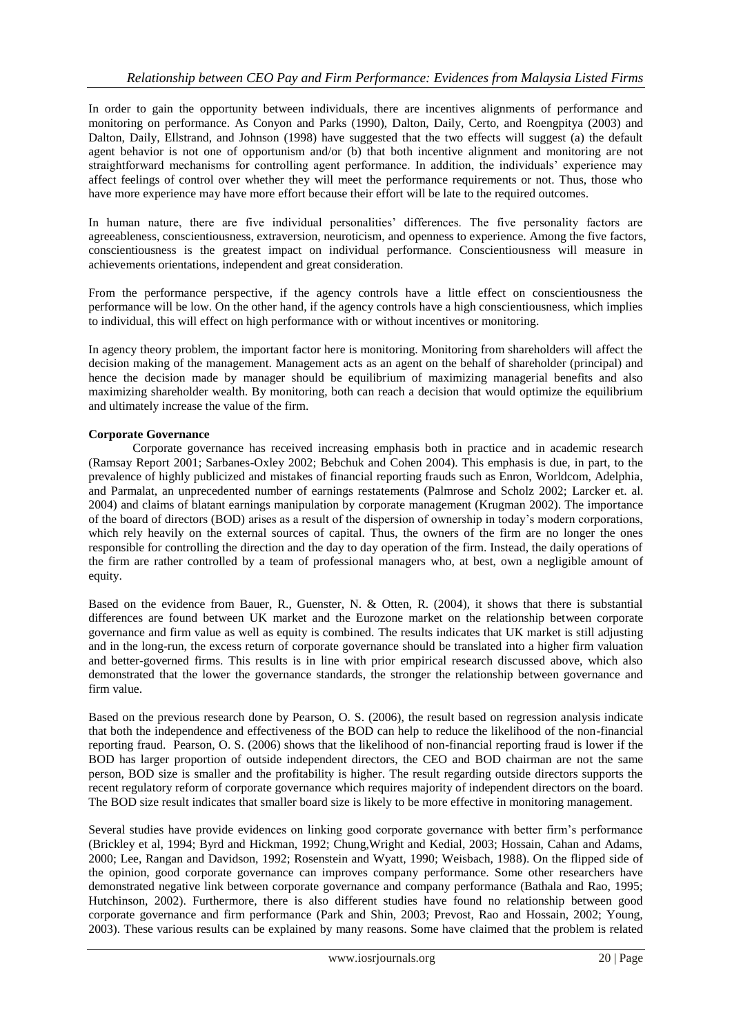In order to gain the opportunity between individuals, there are incentives alignments of performance and monitoring on performance. As Conyon and Parks (1990), Dalton, Daily, Certo, and Roengpitya (2003) and Dalton, Daily, Ellstrand, and Johnson (1998) have suggested that the two effects will suggest (a) the default agent behavior is not one of opportunism and/or (b) that both incentive alignment and monitoring are not straightforward mechanisms for controlling agent performance. In addition, the individuals' experience may affect feelings of control over whether they will meet the performance requirements or not. Thus, those who have more experience may have more effort because their effort will be late to the required outcomes.

In human nature, there are five individual personalities' differences. The five personality factors are agreeableness, conscientiousness, extraversion, neuroticism, and openness to experience. Among the five factors, conscientiousness is the greatest impact on individual performance. Conscientiousness will measure in achievements orientations, independent and great consideration.

From the performance perspective, if the agency controls have a little effect on conscientiousness the performance will be low. On the other hand, if the agency controls have a high conscientiousness, which implies to individual, this will effect on high performance with or without incentives or monitoring.

In agency theory problem, the important factor here is monitoring. Monitoring from shareholders will affect the decision making of the management. Management acts as an agent on the behalf of shareholder (principal) and hence the decision made by manager should be equilibrium of maximizing managerial benefits and also maximizing shareholder wealth. By monitoring, both can reach a decision that would optimize the equilibrium and ultimately increase the value of the firm.

**Corporate Governance**

Corporate governance has received increasing emphasis both in practice and in academic research (Ramsay Report 2001; Sarbanes-Oxley 2002; Bebchuk and Cohen 2004). This emphasis is due, in part, to the prevalence of highly publicized and mistakes of financial reporting frauds such as Enron, Worldcom, Adelphia, and Parmalat, an unprecedented number of earnings restatements (Palmrose and Scholz 2002; Larcker et. al. 2004) and claims of blatant earnings manipulation by corporate management (Krugman 2002). The importance of the board of directors (BOD) arises as a result of the dispersion of ownership in today's modern corporations, which rely heavily on the external sources of capital. Thus, the owners of the firm are no longer the ones responsible for controlling the direction and the day to day operation of the firm. Instead, the daily operations of the firm are rather controlled by a team of professional managers who, at best, own a negligible amount of equity.

Based on the evidence from Bauer, R., Guenster, N. & Otten, R. (2004), it shows that there is substantial differences are found between UK market and the Eurozone market on the relationship between corporate governance and firm value as well as equity is combined. The results indicates that UK market is still adjusting and in the long-run, the excess return of corporate governance should be translated into a higher firm valuation and better-governed firms. This results is in line with prior empirical research discussed above, which also demonstrated that the lower the governance standards, the stronger the relationship between governance and firm value.

Based on the previous research done by Pearson, O. S. (2006), the result based on regression analysis indicate that both the independence and effectiveness of the BOD can help to reduce the likelihood of the non-financial reporting fraud. Pearson, O. S. (2006) shows that the likelihood of non-financial reporting fraud is lower if the BOD has larger proportion of outside independent directors, the CEO and BOD chairman are not the same person, BOD size is smaller and the profitability is higher. The result regarding outside directors supports the recent regulatory reform of corporate governance which requires majority of independent directors on the board. The BOD size result indicates that smaller board size is likely to be more effective in monitoring management.

Several studies have provide evidences on linking good corporate governance with better firm's performance (Brickley et al, 1994; Byrd and Hickman, 1992; Chung,Wright and Kedial, 2003; Hossain, Cahan and Adams, 2000; Lee, Rangan and Davidson, 1992; Rosenstein and Wyatt, 1990; Weisbach, 1988). On the flipped side of the opinion, good corporate governance can improves company performance. Some other researchers have demonstrated negative link between corporate governance and company performance (Bathala and Rao, 1995; Hutchinson, 2002). Furthermore, there is also different studies have found no relationship between good corporate governance and firm performance (Park and Shin, 2003; Prevost, Rao and Hossain, 2002; Young, 2003). These various results can be explained by many reasons. Some have claimed that the problem is related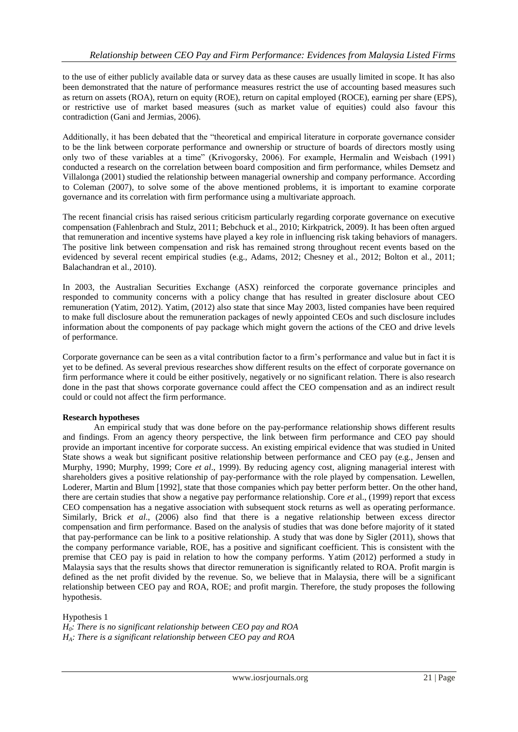to the use of either publicly available data or survey data as these causes are usually limited in scope. It has also been demonstrated that the nature of performance measures restrict the use of accounting based measures such as return on assets (ROA), return on equity (ROE), return on capital employed (ROCE), earning per share (EPS), or restrictive use of market based measures (such as market value of equities) could also favour this contradiction (Gani and Jermias, 2006).

Additionally, it has been debated that the "theoretical and empirical literature in corporate governance consider to be the link between corporate performance and ownership or structure of boards of directors mostly using only two of these variables at a time" (Krivogorsky, 2006). For example, Hermalin and Weisbach (1991) conducted a research on the correlation between board composition and firm performance, whiles Demsetz and Villalonga (2001) studied the relationship between managerial ownership and company performance. According to Coleman (2007), to solve some of the above mentioned problems, it is important to examine corporate governance and its correlation with firm performance using a multivariate approach.

The recent financial crisis has raised serious criticism particularly regarding corporate governance on executive compensation (Fahlenbrach and Stulz, 2011; Bebchuck et al., 2010; Kirkpatrick, 2009). It has been often argued that remuneration and incentive systems have played a key role in influencing risk taking behaviors of managers. The positive link between compensation and risk has remained strong throughout recent events based on the evidenced by several recent empirical studies (e.g., Adams, 2012; Chesney et al., 2012; Bolton et al., 2011; Balachandran et al., 2010).

In 2003, the Australian Securities Exchange (ASX) reinforced the corporate governance principles and responded to community concerns with a policy change that has resulted in greater disclosure about CEO remuneration (Yatim, 2012). Yatim, (2012) also state that since May 2003, listed companies have been required to make full disclosure about the remuneration packages of newly appointed CEOs and such disclosure includes information about the components of pay package which might govern the actions of the CEO and drive levels of performance.

Corporate governance can be seen as a vital contribution factor to a firm's performance and value but in fact it is yet to be defined. As several previous researches show different results on the effect of corporate governance on firm performance where it could be either positively, negatively or no significant relation. There is also research done in the past that shows corporate governance could affect the CEO compensation and as an indirect result could or could not affect the firm performance.

**Research hypotheses**

An empirical study that was done before on the pay-performance relationship shows different results and findings. From an agency theory perspective, the link between firm performance and CEO pay should provide an important incentive for corporate success. An existing empirical evidence that was studied in United State shows a weak but significant positive relationship between performance and CEO pay (e.g., Jensen and Murphy, 1990; Murphy, 1999; Core *et al*., 1999). By reducing agency cost, aligning managerial interest with shareholders gives a positive relationship of pay-performance with the role played by compensation. Lewellen, Loderer, Martin and Blum [1992], state that those companies which pay better perform better. On the other hand, there are certain studies that show a negative pay performance relationship. Core *et* al., (1999) report that excess CEO compensation has a negative association with subsequent stock returns as well as operating performance. Similarly, Brick *et al*., (2006) also find that there is a negative relationship between excess director compensation and firm performance. Based on the analysis of studies that was done before majority of it stated that pay-performance can be link to a positive relationship. A study that was done by Sigler (2011), shows that the company performance variable, ROE, has a positive and significant coefficient. This is consistent with the premise that CEO pay is paid in relation to how the company performs. Yatim (2012) performed a study in Malaysia says that the results shows that director remuneration is significantly related to ROA. Profit margin is defined as the net profit divided by the revenue. So, we believe that in Malaysia, there will be a significant relationship between CEO pay and ROA, ROE; and profit margin. Therefore, the study proposes the following hypothesis.

Hypothesis 1

*$H_0$: There is no significant relationship between CEO pay and ROA*

*$H_A$: There is a significant relationship between CEO pay and ROA*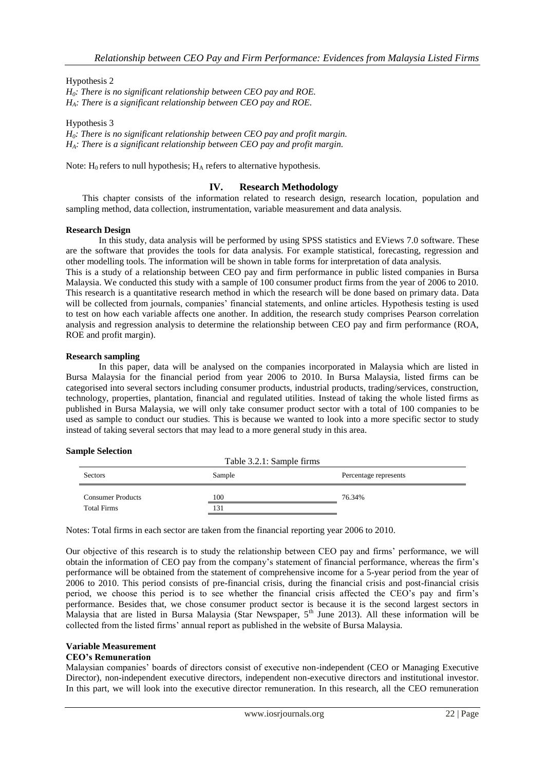Hypothesis 2

*$H_0$: There is no significant relationship between CEO pay and ROE.*
*$H_A$: There is a significant relationship between CEO pay and ROE.*

Hypothesis 3

*$H_0$: There is no significant relationship between CEO pay and profit margin.*
*$H_A$: There is a significant relationship between CEO pay and profit margin.*

Note: $H_0$ refers to null hypothesis; $H_A$ refers to alternative hypothesis.

## IV. Research Methodology

This chapter consists of the information related to research design, research location, population and sampling method, data collection, instrumentation, variable measurement and data analysis.

**Research Design**

In this study, data analysis will be performed by using SPSS statistics and EViews 7.0 software. These are the software that provides the tools for data analysis. For example statistical, forecasting, regression and other modelling tools. The information will be shown in table forms for interpretation of data analysis.

This is a study of a relationship between CEO pay and firm performance in public listed companies in Bursa Malaysia. We conducted this study with a sample of 100 consumer product firms from the year of 2006 to 2010. This research is a quantitative research method in which the research will be done based on primary data. Data will be collected from journals, companies' financial statements, and online articles. Hypothesis testing is used to test on how each variable affects one another. In addition, the research study comprises Pearson correlation analysis and regression analysis to determine the relationship between CEO pay and firm performance (ROA, ROE and profit margin).

**Research sampling**

In this paper, data will be analysed on the companies incorporated in Malaysia which are listed in Bursa Malaysia for the financial period from year 2006 to 2010. In Bursa Malaysia, listed firms can be categorised into several sectors including consumer products, industrial products, trading/services, construction, technology, properties, plantation, financial and regulated utilities. Instead of taking the whole listed firms as published in Bursa Malaysia, we will only take consumer product sector with a total of 100 companies to be used as sample to conduct our studies. This is because we wanted to look into a more specific sector to study instead of taking several sectors that may lead to a more general study in this area.

**Sample Selection**

Table 3.2.1: Sample firms

| Sectors | Sample | Percentage represents |
|---|---|---|
| Consumer Products | 100 | 76.34% |
| Total Firms | 131 | |

Notes: Total firms in each sector are taken from the financial reporting year 2006 to 2010.

Our objective of this research is to study the relationship between CEO pay and firms' performance, we will obtain the information of CEO pay from the company's statement of financial performance, whereas the firm's performance will be obtained from the statement of comprehensive income for a 5-year period from the year of 2006 to 2010. This period consists of pre-financial crisis, during the financial crisis and post-financial crisis period, we choose this period is to see whether the financial crisis affected the CEO's pay and firm's performance. Besides that, we chose consumer product sector is because it is the second largest sectors in Malaysia that are listed in Bursa Malaysia (Star Newspaper, 5th June 2013). All these information will be collected from the listed firms' annual report as published in the website of Bursa Malaysia.

**Variable Measurement**

**CEO's Remuneration**

Malaysian companies' boards of directors consist of executive non-independent (CEO or Managing Executive Director), non-independent executive directors, independent non-executive directors and institutional investor. In this part, we will look into the executive director remuneration. In this research, all the CEO remuneration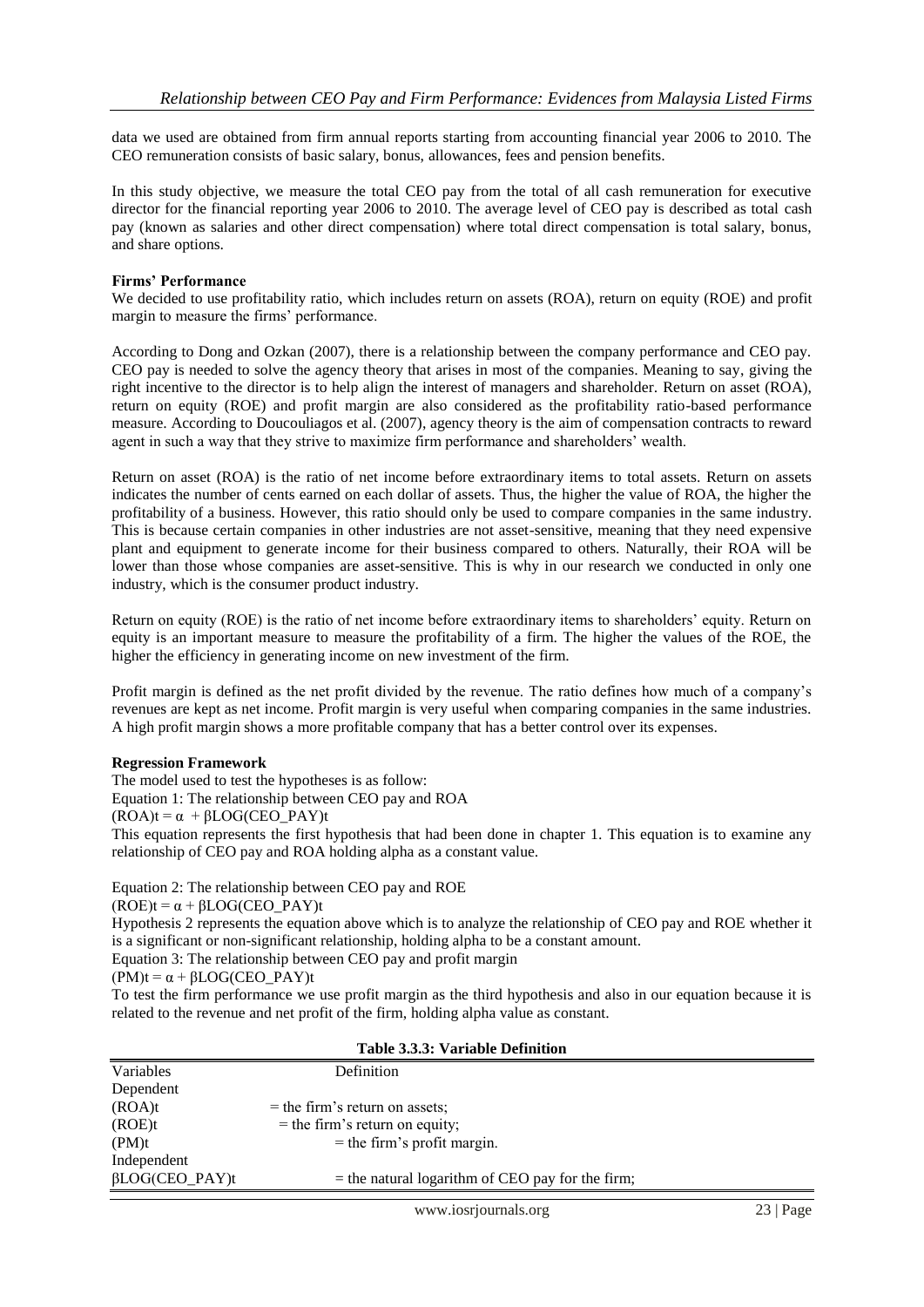data we used are obtained from firm annual reports starting from accounting financial year 2006 to 2010. The CEO remuneration consists of basic salary, bonus, allowances, fees and pension benefits.

In this study objective, we measure the total CEO pay from the total of all cash remuneration for executive director for the financial reporting year 2006 to 2010. The average level of CEO pay is described as total cash pay (known as salaries and other direct compensation) where total direct compensation is total salary, bonus, and share options.

**Firms' Performance**

We decided to use profitability ratio, which includes return on assets (ROA), return on equity (ROE) and profit margin to measure the firms' performance.

According to Dong and Ozkan (2007), there is a relationship between the company performance and CEO pay. CEO pay is needed to solve the agency theory that arises in most of the companies. Meaning to say, giving the right incentive to the director is to help align the interest of managers and shareholder. Return on asset (ROA), return on equity (ROE) and profit margin are also considered as the profitability ratio-based performance measure. According to Doucouliagos et al. (2007), agency theory is the aim of compensation contracts to reward agent in such a way that they strive to maximize firm performance and shareholders' wealth.

Return on asset (ROA) is the ratio of net income before extraordinary items to total assets. Return on assets indicates the number of cents earned on each dollar of assets. Thus, the higher the value of ROA, the higher the profitability of a business. However, this ratio should only be used to compare companies in the same industry. This is because certain companies in other industries are not asset-sensitive, meaning that they need expensive plant and equipment to generate income for their business compared to others. Naturally, their ROA will be lower than those whose companies are asset-sensitive. This is why in our research we conducted in only one industry, which is the consumer product industry.

Return on equity (ROE) is the ratio of net income before extraordinary items to shareholders' equity. Return on equity is an important measure to measure the profitability of a firm. The higher the values of the ROE, the higher the efficiency in generating income on new investment of the firm.

Profit margin is defined as the net profit divided by the revenue. The ratio defines how much of a company's revenues are kept as net income. Profit margin is very useful when comparing companies in the same industries. A high profit margin shows a more profitable company that has a better control over its expenses.

**Regression Framework**

The model used to test the hypotheses is as follow:

Equation 1: The relationship between CEO pay and ROA

$(ROA)t = \alpha + \beta LOG(CEO\_PAY)t$

This equation represents the first hypothesis that had been done in chapter 1. This equation is to examine any relationship of CEO pay and ROA holding alpha as a constant value.

Equation 2: The relationship between CEO pay and ROE

$(ROE)t = \alpha + \beta LOG(CEO\_PAY)t$

Hypothesis 2 represents the equation above which is to analyze the relationship of CEO pay and ROE whether it is a significant or non-significant relationship, holding alpha to be a constant amount.

Equation 3: The relationship between CEO pay and profit margin

$(PM)t = \alpha + \beta LOG(CEO\_PAY)t$

To test the firm performance we use profit margin as the third hypothesis and also in our equation because it is related to the revenue and net profit of the firm, holding alpha value as constant.

**Table 3.3.3: Variable Definition**

| Variables | Definition |
|---|---|
| Dependent | |
| (ROA)t | = the firm's return on assets; |
| (ROE)t | = the firm's return on equity; |
| (PM)t | = the firm's profit margin. |
| Independent | |
| $\beta$LOG(CEO_PAY)t | = the natural logarithm of CEO pay for the firm; |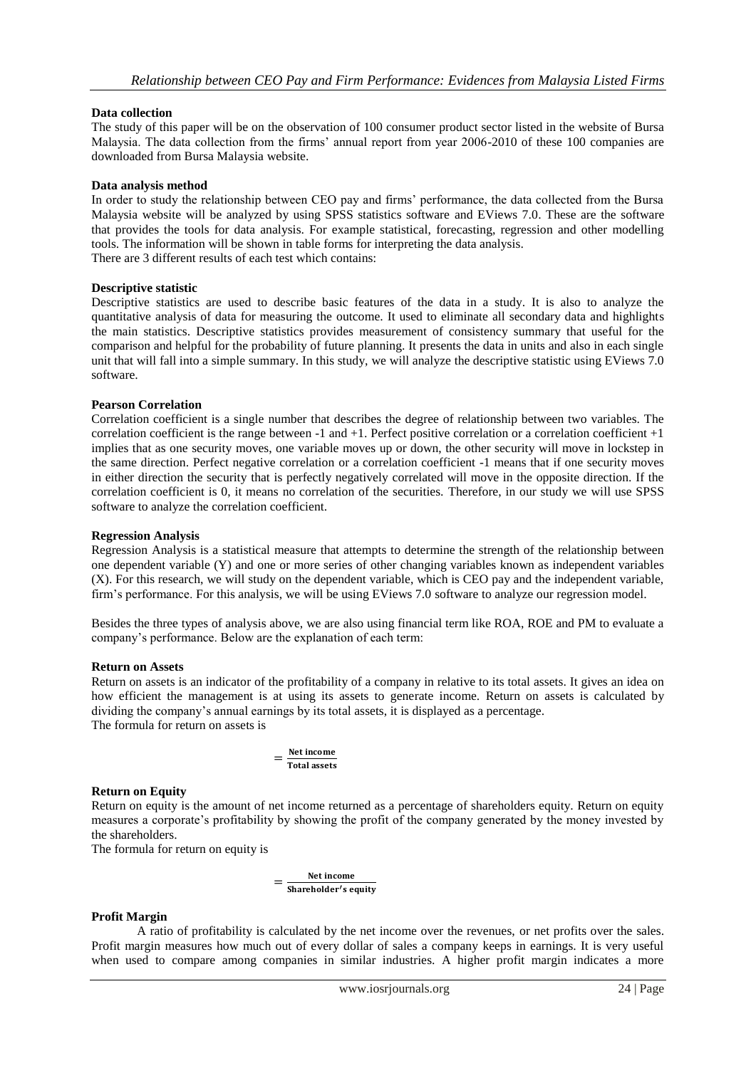**Data collection**

The study of this paper will be on the observation of 100 consumer product sector listed in the website of Bursa Malaysia. The data collection from the firms' annual report from year 2006-2010 of these 100 companies are downloaded from Bursa Malaysia website.

**Data analysis method**

In order to study the relationship between CEO pay and firms' performance, the data collected from the Bursa Malaysia website will be analyzed by using SPSS statistics software and EViews 7.0. These are the software that provides the tools for data analysis. For example statistical, forecasting, regression and other modelling tools. The information will be shown in table forms for interpreting the data analysis.
There are 3 different results of each test which contains:

**Descriptive statistic**

Descriptive statistics are used to describe basic features of the data in a study. It is also to analyze the quantitative analysis of data for measuring the outcome. It used to eliminate all secondary data and highlights the main statistics. Descriptive statistics provides measurement of consistency summary that useful for the comparison and helpful for the probability of future planning. It presents the data in units and also in each single unit that will fall into a simple summary. In this study, we will analyze the descriptive statistic using EViews 7.0 software.

**Pearson Correlation**

Correlation coefficient is a single number that describes the degree of relationship between two variables. The correlation coefficient is the range between -1 and +1. Perfect positive correlation or a correlation coefficient +1 implies that as one security moves, one variable moves up or down, the other security will move in lockstep in the same direction. Perfect negative correlation or a correlation coefficient -1 means that if one security moves in either direction the security that is perfectly negatively correlated will move in the opposite direction. If the correlation coefficient is 0, it means no correlation of the securities. Therefore, in our study we will use SPSS software to analyze the correlation coefficient.

**Regression Analysis**

Regression Analysis is a statistical measure that attempts to determine the strength of the relationship between one dependent variable (Y) and one or more series of other changing variables known as independent variables (X). For this research, we will study on the dependent variable, which is CEO pay and the independent variable, firm's performance. For this analysis, we will be using EViews 7.0 software to analyze our regression model.

Besides the three types of analysis above, we are also using financial term like ROA, ROE and PM to evaluate a company's performance. Below are the explanation of each term:

**Return on Assets**

Return on assets is an indicator of the profitability of a company in relative to its total assets. It gives an idea on how efficient the management is at using its assets to generate income. Return on assets is calculated by dividing the company's annual earnings by its total assets, it is displayed as a percentage.
The formula for return on assets is

$$= \frac{\textbf{Net income}}{\textbf{Total assets}}$$

**Return on Equity**

Return on equity is the amount of net income returned as a percentage of shareholders equity. Return on equity measures a corporate's profitability by showing the profit of the company generated by the money invested by the shareholders.
The formula for return on equity is

$$= \frac{\textbf{Net income}}{\textbf{Shareholder's equity}}$$

**Profit Margin**

A ratio of profitability is calculated by the net income over the revenues, or net profits over the sales. Profit margin measures how much out of every dollar of sales a company keeps in earnings. It is very useful when used to compare among companies in similar industries. A higher profit margin indicates a more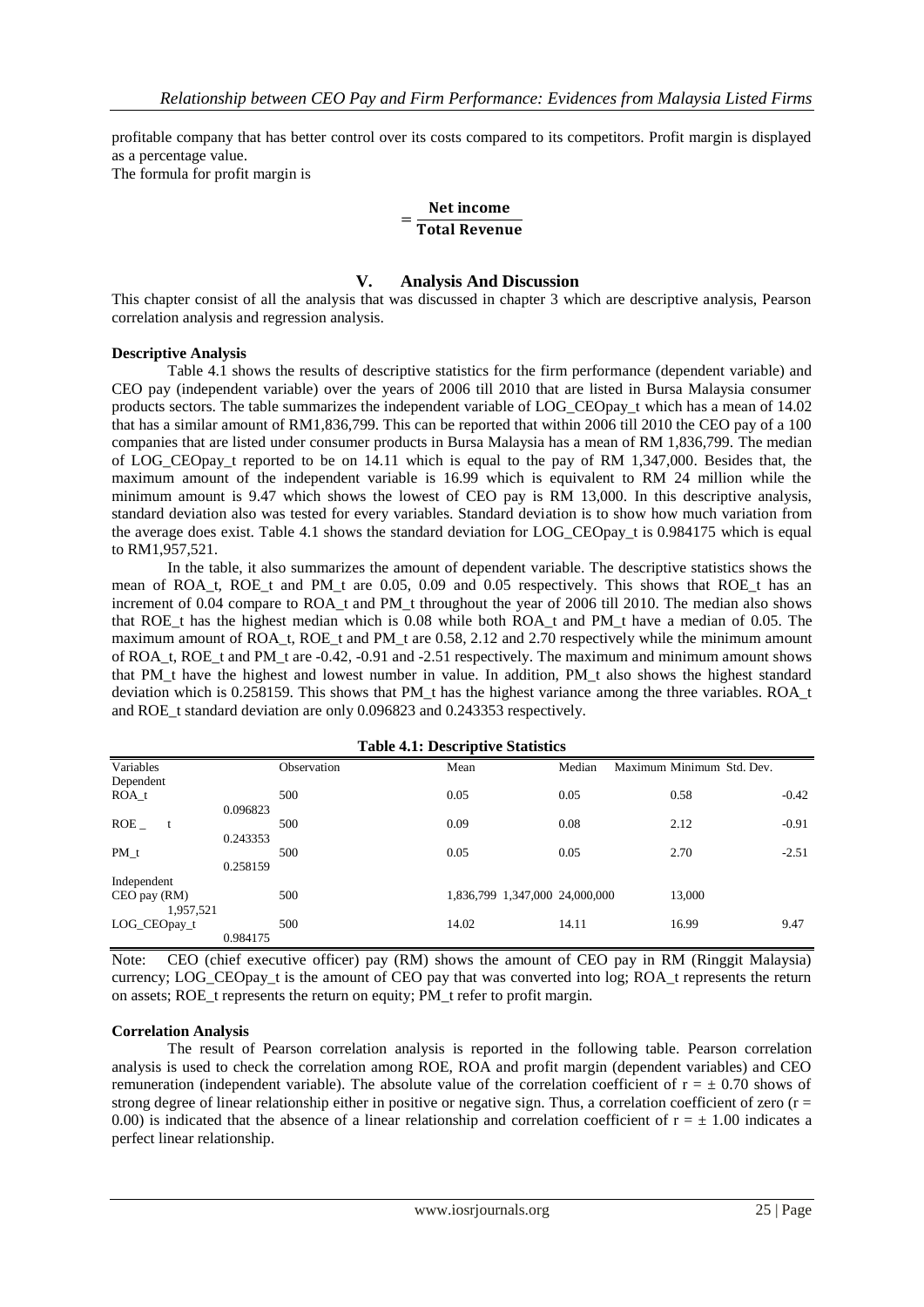profitable company that has better control over its costs compared to its competitors. Profit margin is displayed as a percentage value.

The formula for profit margin is

$$= \frac{\textbf{Net income}}{\textbf{Total Revenue}}$$

## V. Analysis And Discussion

This chapter consist of all the analysis that was discussed in chapter 3 which are descriptive analysis, Pearson correlation analysis and regression analysis.

### Descriptive Analysis

Table 4.1 shows the results of descriptive statistics for the firm performance (dependent variable) and CEO pay (independent variable) over the years of 2006 till 2010 that are listed in Bursa Malaysia consumer products sectors. The table summarizes the independent variable of LOG_CEOpay_t which has a mean of 14.02 that has a similar amount of RM1,836,799. This can be reported that within 2006 till 2010 the CEO pay of a 100 companies that are listed under consumer products in Bursa Malaysia has a mean of RM 1,836,799. The median of LOG_CEOpay_t reported to be on 14.11 which is equal to the pay of RM 1,347,000. Besides that, the maximum amount of the independent variable is 16.99 which is equivalent to RM 24 million while the minimum amount is 9.47 which shows the lowest of CEO pay is RM 13,000. In this descriptive analysis, standard deviation also was tested for every variables. Standard deviation is to show how much variation from the average does exist. Table 4.1 shows the standard deviation for LOG_CEOpay_t is 0.984175 which is equal to RM1,957,521.

In the table, it also summarizes the amount of dependent variable. The descriptive statistics shows the mean of ROA_t, ROE_t and PM_t are 0.05, 0.09 and 0.05 respectively. This shows that ROE_t has an increment of 0.04 compare to ROA_t and PM_t throughout the year of 2006 till 2010. The median also shows that ROE_t has the highest median which is 0.08 while both ROA_t and PM_t have a median of 0.05. The maximum amount of ROA_t, ROE_t and PM_t are 0.58, 2.12 and 2.70 respectively while the minimum amount of ROA_t, ROE_t and PM_t are -0.42, -0.91 and -2.51 respectively. The maximum and minimum amount shows that PM_t have the highest and lowest number in value. In addition, PM_t also shows the highest standard deviation which is 0.258159. This shows that PM_t has the highest variance among the three variables. ROA_t and ROE_t standard deviation are only 0.096823 and 0.243353 respectively.

**Table 4.1: Descriptive Statistics**

| Variables | Observation | Mean | Median | Maximum | Minimum | Std. Dev. |
|---|---|---|---|---|---|---|
| Dependent | | | | | | |
| ROA_t | 500 | 0.05 | 0.05 | 0.58 | -0.42 | 0.096823 |
| ROE_t | 500 | 0.09 | 0.08 | 2.12 | -0.91 | 0.243353 |
| PM_t | 500 | 0.05 | 0.05 | 2.70 | -2.51 | 0.258159 |
| Independent | | | | | | |
| CEO pay (RM) | 500 | 1,836,799 | 1,347,000 | 24,000,000 | 13,000 | 1,957,521 |
| LOG_CEOpay_t | 500 | 14.02 | 14.11 | 16.99 | 9.47 | 0.984175 |

Note: CEO (chief executive officer) pay (RM) shows the amount of CEO pay in RM (Ringgit Malaysia) currency; LOG_CEOpay_t is the amount of CEO pay that was converted into log; ROA_t represents the return on assets; ROE_t represents the return on equity; PM_t refer to profit margin.

### Correlation Analysis

The result of Pearson correlation analysis is reported in the following table. Pearson correlation analysis is used to check the correlation among ROE, ROA and profit margin (dependent variables) and CEO remuneration (independent variable). The absolute value of the correlation coefficient of $r = \pm 0.70$ shows of strong degree of linear relationship either in positive or negative sign. Thus, a correlation coefficient of zero ($r = 0.00$) is indicated that the absence of a linear relationship and correlation coefficient of $r = \pm 1.00$ indicates a perfect linear relationship.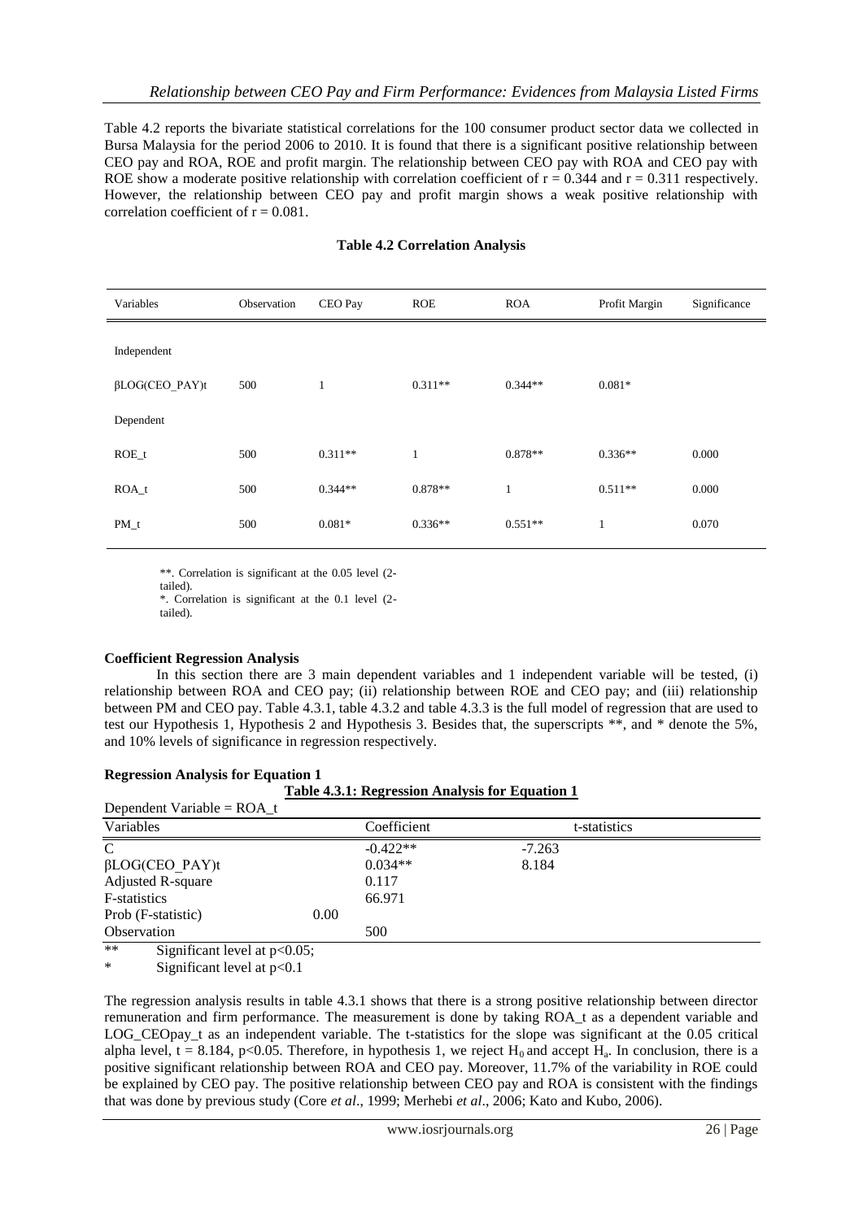Table 4.2 reports the bivariate statistical correlations for the 100 consumer product sector data we collected in Bursa Malaysia for the period 2006 to 2010. It is found that there is a significant positive relationship between CEO pay and ROA, ROE and profit margin. The relationship between CEO pay with ROA and CEO pay with ROE show a moderate positive relationship with correlation coefficient of $r = 0.344$ and $r = 0.311$ respectively. However, the relationship between CEO pay and profit margin shows a weak positive relationship with correlation coefficient of $r = 0.081$.

**Table 4.2 Correlation Analysis**

| Variables | Observation | CEO Pay | ROE | ROA | Profit Margin | Significance |
|---|---|---|---|---|---|---|
| Independent | | | | | | |
| βLOG(CEO_PAY)t | 500 | 1 | 0.311** | 0.344** | 0.081* | |
| Dependent | | | | | | |
| ROE_t | 500 | 0.311** | 1 | 0.878** | 0.336** | 0.000 |
| ROA_t | 500 | 0.344** | 0.878** | 1 | 0.511** | 0.000 |
| PM_t | 500 | 0.081* | 0.336** | 0.551** | 1 | 0.070 |

**. Correlation is significant at the 0.05 level (2-tailed).
*. Correlation is significant at the 0.1 level (2-tailed).

**Coefficient Regression Analysis**

In this section there are 3 main dependent variables and 1 independent variable will be tested, (i) relationship between ROA and CEO pay; (ii) relationship between ROE and CEO pay; and (iii) relationship between PM and CEO pay. Table 4.3.1, table 4.3.2 and table 4.3.3 is the full model of regression that are used to test our Hypothesis 1, Hypothesis 2 and Hypothesis 3. Besides that, the superscripts **, and * denote the 5%, and 10% levels of significance in regression respectively.

**Regression Analysis for Equation 1**

**Table 4.3.1: Regression Analysis for Equation 1**

Dependent Variable = ROA_t

| Variables | Coefficient | t-statistics |
|---|---|---|
| C | -0.422** | -7.263 |
| βLOG(CEO_PAY)t | 0.034** | 8.184 |
| Adjusted R-square | 0.117 | |
| F-statistics | 66.971 | |
| Prob (F-statistic) | 0.00 | |
| Observation | 500 | |

** Significant level at $p<0.05$;
* Significant level at $p<0.1$

The regression analysis results in table 4.3.1 shows that there is a strong positive relationship between director remuneration and firm performance. The measurement is done by taking ROA_t as a dependent variable and LOG_CEOpay_t as an independent variable. The t-statistics for the slope was significant at the 0.05 critical alpha level, $t = 8.184$, $p<0.05$. Therefore, in hypothesis 1, we reject $H_0$ and accept $H_a$. In conclusion, there is a positive significant relationship between ROA and CEO pay. Moreover, 11.7% of the variability in ROE could be explained by CEO pay. The positive relationship between CEO pay and ROA is consistent with the findings that was done by previous study (Core *et al*., 1999; Merhebi *et al*., 2006; Kato and Kubo, 2006).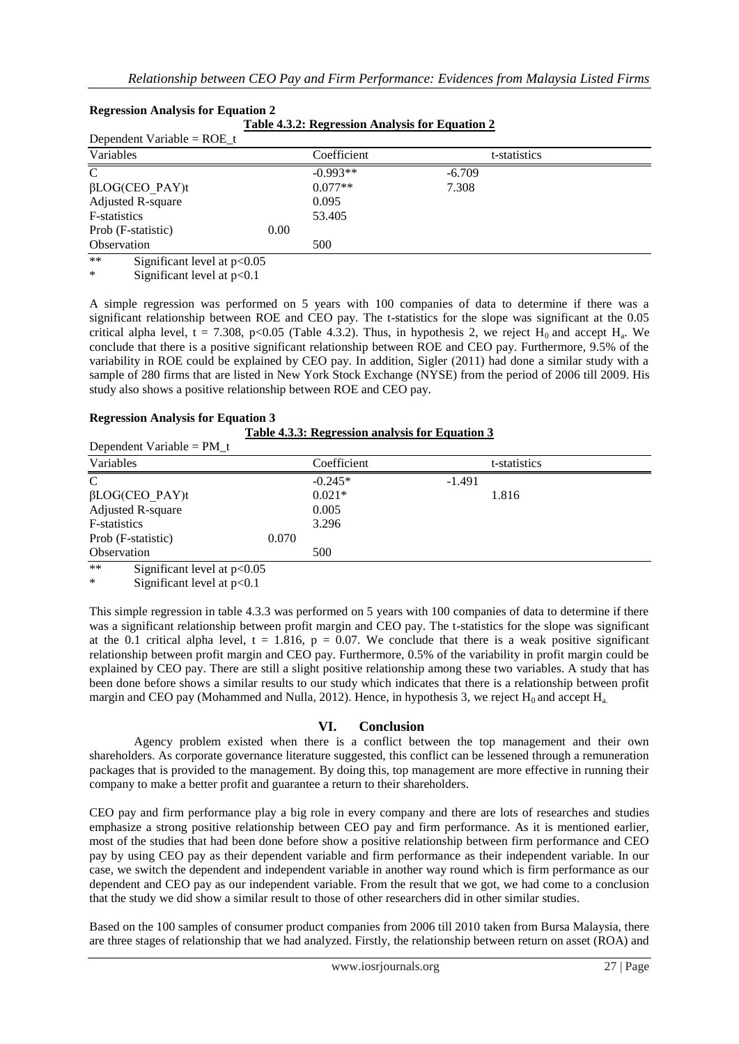**Regression Analysis for Equation 2**

**Table 4.3.2: Regression Analysis for Equation 2**

Dependent Variable = ROE_t

| Variables | | Coefficient | t-statistics |
|---|---|---|---|
| C | | -0.993** | -6.709 |
| βLOG(CEO_PAY)t | | 0.077** | 7.308 |
| Adjusted R-square | | 0.095 | |
| F-statistics | | 53.405 | |
| Prob (F-statistic) | 0.00 | | |
| Observation | | 500 | |

** Significant level at p<0.05

* Significant level at p<0.1

A simple regression was performed on 5 years with 100 companies of data to determine if there was a significant relationship between ROE and CEO pay. The t-statistics for the slope was significant at the 0.05 critical alpha level, $t = 7.308$, $p<0.05$ (Table 4.3.2). Thus, in hypothesis 2, we reject $H_0$ and accept $H_a$. We conclude that there is a positive significant relationship between ROE and CEO pay. Furthermore, 9.5% of the variability in ROE could be explained by CEO pay. In addition, Sigler (2011) had done a similar study with a sample of 280 firms that are listed in New York Stock Exchange (NYSE) from the period of 2006 till 2009. His study also shows a positive relationship between ROE and CEO pay.

**Regression Analysis for Equation 3**

**Table 4.3.3: Regression analysis for Equation 3**

Dependent Variable = PM_t

| Variables | | Coefficient | t-statistics |
|---|---|---|---|
| C | | -0.245* | -1.491 |
| βLOG(CEO_PAY)t | | 0.021* | 1.816 |
| Adjusted R-square | | 0.005 | |
| F-statistics | | 3.296 | |
| Prob (F-statistic) | 0.070 | | |
| Observation | | 500 | |

** Significant level at p<0.05

* Significant level at p<0.1

This simple regression in table 4.3.3 was performed on 5 years with 100 companies of data to determine if there was a significant relationship between profit margin and CEO pay. The t-statistics for the slope was significant at the 0.1 critical alpha level, $t = 1.816$, $p = 0.07$. We conclude that there is a weak positive significant relationship between profit margin and CEO pay. Furthermore, 0.5% of the variability in profit margin could be explained by CEO pay. There are still a slight positive relationship among these two variables. A study that has been done before shows a similar results to our study which indicates that there is a relationship between profit margin and CEO pay (Mohammed and Nulla, 2012). Hence, in hypothesis 3, we reject $H_0$ and accept $H_a$.

## VI. Conclusion

Agency problem existed when there is a conflict between the top management and their own shareholders. As corporate governance literature suggested, this conflict can be lessened through a remuneration packages that is provided to the management. By doing this, top management are more effective in running their company to make a better profit and guarantee a return to their shareholders.

CEO pay and firm performance play a big role in every company and there are lots of researches and studies emphasize a strong positive relationship between CEO pay and firm performance. As it is mentioned earlier, most of the studies that had been done before show a positive relationship between firm performance and CEO pay by using CEO pay as their dependent variable and firm performance as their independent variable. In our case, we switch the dependent and independent variable in another way round which is firm performance as our dependent and CEO pay as our independent variable. From the result that we got, we had come to a conclusion that the study we did show a similar result to those of other researchers did in other similar studies.

Based on the 100 samples of consumer product companies from 2006 till 2010 taken from Bursa Malaysia, there are three stages of relationship that we had analyzed. Firstly, the relationship between return on asset (ROA) and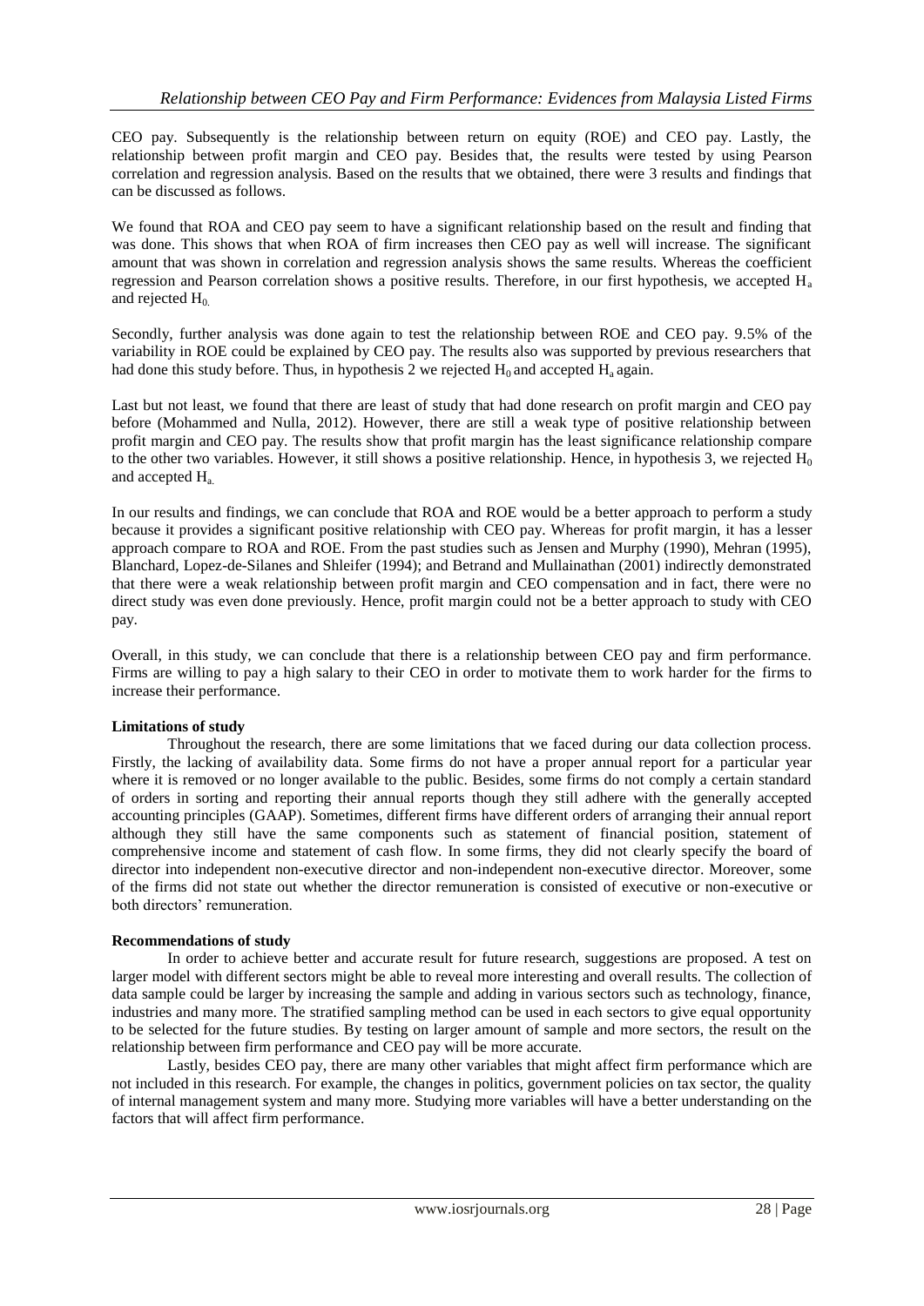CEO pay. Subsequently is the relationship between return on equity (ROE) and CEO pay. Lastly, the relationship between profit margin and CEO pay. Besides that, the results were tested by using Pearson correlation and regression analysis. Based on the results that we obtained, there were 3 results and findings that can be discussed as follows.

We found that ROA and CEO pay seem to have a significant relationship based on the result and finding that was done. This shows that when ROA of firm increases then CEO pay as well will increase. The significant amount that was shown in correlation and regression analysis shows the same results. Whereas the coefficient regression and Pearson correlation shows a positive results. Therefore, in our first hypothesis, we accepted $H_a$ and rejected $H_0$.

Secondly, further analysis was done again to test the relationship between ROE and CEO pay. 9.5% of the variability in ROE could be explained by CEO pay. The results also was supported by previous researchers that had done this study before. Thus, in hypothesis 2 we rejected $H_0$ and accepted $H_a$ again.

Last but not least, we found that there are least of study that had done research on profit margin and CEO pay before (Mohammed and Nulla, 2012). However, there are still a weak type of positive relationship between profit margin and CEO pay. The results show that profit margin has the least significance relationship compare to the other two variables. However, it still shows a positive relationship. Hence, in hypothesis 3, we rejected $H_0$ and accepted $H_a$.

In our results and findings, we can conclude that ROA and ROE would be a better approach to perform a study because it provides a significant positive relationship with CEO pay. Whereas for profit margin, it has a lesser approach compare to ROA and ROE. From the past studies such as Jensen and Murphy (1990), Mehran (1995), Blanchard, Lopez-de-Silanes and Shleifer (1994); and Betrand and Mullainathan (2001) indirectly demonstrated that there were a weak relationship between profit margin and CEO compensation and in fact, there were no direct study was even done previously. Hence, profit margin could not be a better approach to study with CEO pay.

Overall, in this study, we can conclude that there is a relationship between CEO pay and firm performance. Firms are willing to pay a high salary to their CEO in order to motivate them to work harder for the firms to increase their performance.

**Limitations of study**

Throughout the research, there are some limitations that we faced during our data collection process. Firstly, the lacking of availability data. Some firms do not have a proper annual report for a particular year where it is removed or no longer available to the public. Besides, some firms do not comply a certain standard of orders in sorting and reporting their annual reports though they still adhere with the generally accepted accounting principles (GAAP). Sometimes, different firms have different orders of arranging their annual report although they still have the same components such as statement of financial position, statement of comprehensive income and statement of cash flow. In some firms, they did not clearly specify the board of director into independent non-executive director and non-independent non-executive director. Moreover, some of the firms did not state out whether the director remuneration is consisted of executive or non-executive or both directors' remuneration.

**Recommendations of study**

In order to achieve better and accurate result for future research, suggestions are proposed. A test on larger model with different sectors might be able to reveal more interesting and overall results. The collection of data sample could be larger by increasing the sample and adding in various sectors such as technology, finance, industries and many more. The stratified sampling method can be used in each sectors to give equal opportunity to be selected for the future studies. By testing on larger amount of sample and more sectors, the result on the relationship between firm performance and CEO pay will be more accurate.

Lastly, besides CEO pay, there are many other variables that might affect firm performance which are not included in this research. For example, the changes in politics, government policies on tax sector, the quality of internal management system and many more. Studying more variables will have a better understanding on the factors that will affect firm performance.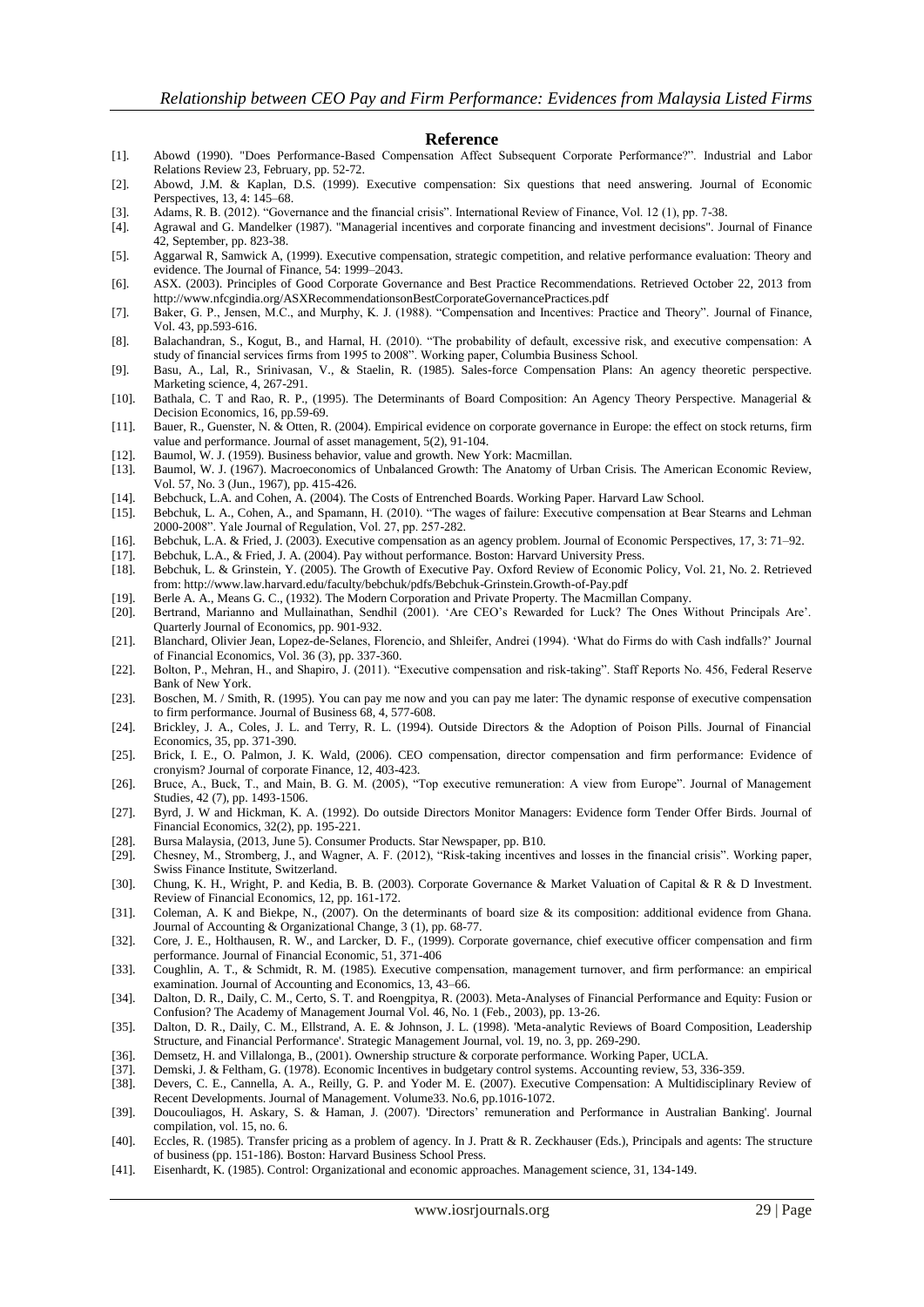## Reference

[1]. Abowd (1990). "Does Performance-Based Compensation Affect Subsequent Corporate Performance?". Industrial and Labor Relations Review 23, February, pp. 52-72.

[2]. Abowd, J.M. & Kaplan, D.S. (1999). Executive compensation: Six questions that need answering. Journal of Economic Perspectives, 13, 4: 145–68.

[3]. Adams, R. B. (2012). "Governance and the financial crisis". International Review of Finance, Vol. 12 (1), pp. 7-38.

[4]. Agrawal and G. Mandelker (1987). "Managerial incentives and corporate financing and investment decisions". Journal of Finance 42, September, pp. 823-38.

[5]. Aggarwal R, Samwick A, (1999). Executive compensation, strategic competition, and relative performance evaluation: Theory and evidence. The Journal of Finance, 54: 1999–2043.

[6]. ASX. (2003). Principles of Good Corporate Governance and Best Practice Recommendations. Retrieved October 22, 2013 from http://www.nfcgindia.org/ASXRecommendationsonBestCorporateGovernancePractices.pdf

[7]. Baker, G. P., Jensen, M.C., and Murphy, K. J. (1988). "Compensation and Incentives: Practice and Theory". Journal of Finance, Vol. 43, pp.593-616.

[8]. Balachandran, S., Kogut, B., and Harnal, H. (2010). "The probability of default, excessive risk, and executive compensation: A study of financial services firms from 1995 to 2008". Working paper, Columbia Business School.

[9]. Basu, A., Lal, R., Srinivasan, V., & Staelin, R. (1985). Sales-force Compensation Plans: An agency theoretic perspective. Marketing science, 4, 267-291.

[10]. Bathala, C. T and Rao, R. P., (1995). The Determinants of Board Composition: An Agency Theory Perspective. Managerial & Decision Economics, 16, pp.59-69.

[11]. Bauer, R., Guenster, N. & Otten, R. (2004). Empirical evidence on corporate governance in Europe: the effect on stock returns, firm value and performance. Journal of asset management, 5(2), 91-104.

[12]. Baumol, W. J. (1959). Business behavior, value and growth. New York: Macmillan.

[13]. Baumol, W. J. (1967). Macroeconomics of Unbalanced Growth: The Anatomy of Urban Crisis. The American Economic Review, Vol. 57, No. 3 (Jun., 1967), pp. 415-426.

[14]. Bebchuck, L.A. and Cohen, A. (2004). The Costs of Entrenched Boards. Working Paper. Harvard Law School.

[15]. Bebchuk, L. A., Cohen, A., and Spamann, H. (2010). "The wages of failure: Executive compensation at Bear Stearns and Lehman 2000-2008". Yale Journal of Regulation, Vol. 27, pp. 257-282.

[16]. Bebchuk, L.A. & Fried, J. (2003). Executive compensation as an agency problem. Journal of Economic Perspectives, 17, 3: 71–92.

[17]. Bebchuk, L.A., & Fried, J. A. (2004). Pay without performance. Boston: Harvard University Press.

[18]. Bebchuk, L. & Grinstein, Y. (2005). The Growth of Executive Pay. Oxford Review of Economic Policy, Vol. 21, No. 2. Retrieved from: http://www.law.harvard.edu/faculty/bebchuk/pdfs/Bebchuk-Grinstein.Growth-of-Pay.pdf

[19]. Berle A. A., Means G. C., (1932). The Modern Corporation and Private Property. The Macmillan Company.

[20]. Bertrand, Marianno and Mullainathan, Sendhil (2001). 'Are CEO's Rewarded for Luck? The Ones Without Principals Are'. Quarterly Journal of Economics, pp. 901-932.

[21]. Blanchard, Olivier Jean, Lopez-de-Selanes, Florencio, and Shleifer, Andrei (1994). 'What do Firms do with Cash indfalls?' Journal of Financial Economics, Vol. 36 (3), pp. 337-360.

[22]. Bolton, P., Mehran, H., and Shapiro, J. (2011). "Executive compensation and risk-taking". Staff Reports No. 456, Federal Reserve Bank of New York.

[23]. Boschen, M. / Smith, R. (1995). You can pay me now and you can pay me later: The dynamic response of executive compensation to firm performance. Journal of Business 68, 4, 577-608.

[24]. Brickley, J. A., Coles, J. L. and Terry, R. L. (1994). Outside Directors & the Adoption of Poison Pills. Journal of Financial Economics, 35, pp. 371-390.

[25]. Brick, I. E., O. Palmon, J. K. Wald, (2006). CEO compensation, director compensation and firm performance: Evidence of cronyism? Journal of corporate Finance, 12, 403-423.

[26]. Bruce, A., Buck, T., and Main, B. G. M. (2005), "Top executive remuneration: A view from Europe". Journal of Management Studies, 42 (7), pp. 1493-1506.

[27]. Byrd, J. W and Hickman, K. A. (1992). Do outside Directors Monitor Managers: Evidence form Tender Offer Birds. Journal of Financial Economics, 32(2), pp. 195-221.

[28]. Bursa Malaysia, (2013, June 5). Consumer Products. Star Newspaper, pp. B10.

[29]. Chesney, M., Stromberg, J., and Wagner, A. F. (2012), "Risk-taking incentives and losses in the financial crisis". Working paper, Swiss Finance Institute, Switzerland.

[30]. Chung, K. H., Wright, P. and Kedia, B. B. (2003). Corporate Governance & Market Valuation of Capital & R & D Investment. Review of Financial Economics, 12, pp. 161-172.

[31]. Coleman, A. K and Biekpe, N., (2007). On the determinants of board size & its composition: additional evidence from Ghana. Journal of Accounting & Organizational Change, 3 (1), pp. 68-77.

[32]. Core, J. E., Holthausen, R. W., and Larcker, D. F., (1999). Corporate governance, chief executive officer compensation and firm performance. Journal of Financial Economic, 51, 371-406

[33]. Coughlin, A. T., & Schmidt, R. M. (1985). Executive compensation, management turnover, and firm performance: an empirical examination. Journal of Accounting and Economics, 13, 43–66.

[34]. Dalton, D. R., Daily, C. M., Certo, S. T. and Roengpitya, R. (2003). Meta-Analyses of Financial Performance and Equity: Fusion or Confusion? The Academy of Management Journal Vol. 46, No. 1 (Feb., 2003), pp. 13-26.

[35]. Dalton, D. R., Daily, C. M., Ellstrand, A. E. & Johnson, J. L. (1998). 'Meta-analytic Reviews of Board Composition, Leadership Structure, and Financial Performance'. Strategic Management Journal, vol. 19, no. 3, pp. 269-290.

[36]. Demsetz, H. and Villalonga, B., (2001). Ownership structure & corporate performance. Working Paper, UCLA.

[37]. Demski, J. & Feltham, G. (1978). Economic Incentives in budgetary control systems. Accounting review, 53, 336-359.

[38]. Devers, C. E., Cannella, A. A., Reilly, G. P. and Yoder M. E. (2007). Executive Compensation: A Multidisciplinary Review of Recent Developments. Journal of Management. Volume33. No.6, pp.1016-1072.

[39]. Doucouliagos, H. Askary, S. & Haman, J. (2007). 'Directors' remuneration and Performance in Australian Banking'. Journal compilation, vol. 15, no. 6.

[40]. Eccles, R. (1985). Transfer pricing as a problem of agency. In J. Pratt & R. Zeckhauser (Eds.), Principals and agents: The structure of business (pp. 151-186). Boston: Harvard Business School Press.

[41]. Eisenhardt, K. (1985). Control: Organizational and economic approaches. Management science, 31, 134-149.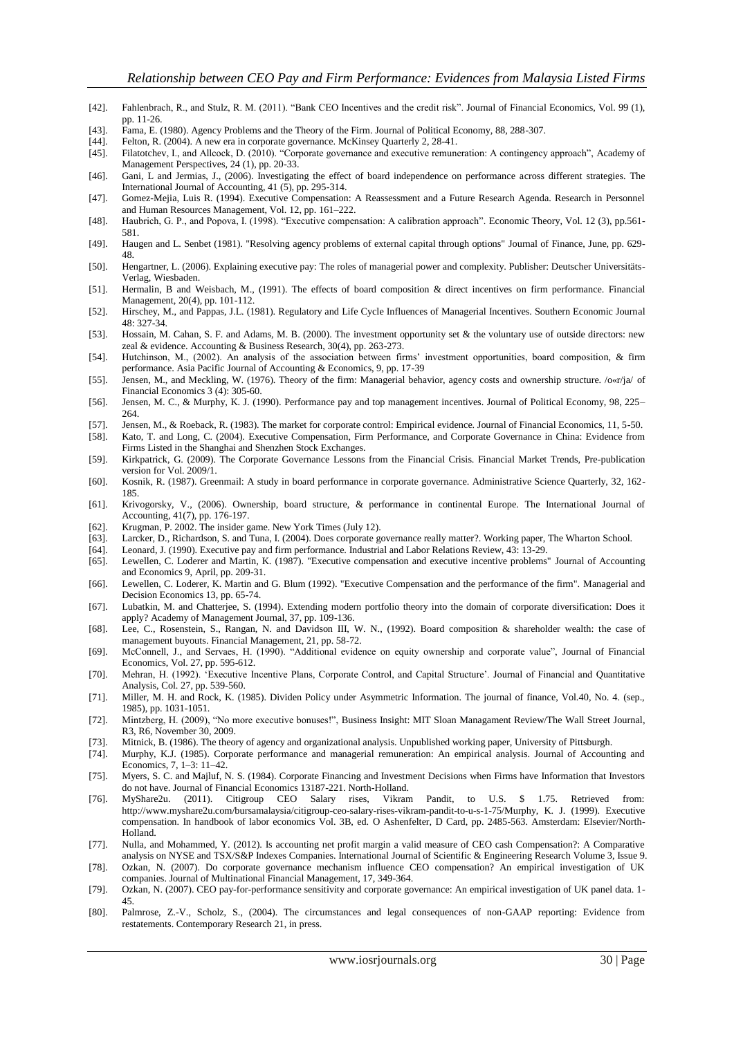[42]. Fahlenbrach, R., and Stulz, R. M. (2011). "Bank CEO Incentives and the credit risk". Journal of Financial Economics, Vol. 99 (1), pp. 11-26.

[43]. Fama, E. (1980). Agency Problems and the Theory of the Firm. Journal of Political Economy, 88, 288-307.

[44]. Felton, R. (2004). A new era in corporate governance. McKinsey Quarterly 2, 28-41.

[45]. Filatotchev, I., and Allcock, D. (2010). "Corporate governance and executive remuneration: A contingency approach", Academy of Management Perspectives, 24 (1), pp. 20-33.

[46]. Gani, L and Jermias, J., (2006). Investigating the effect of board independence on performance across different strategies. The International Journal of Accounting, 41 (5), pp. 295-314.

[47]. Gomez-Mejia, Luis R. (1994). Executive Compensation: A Reassessment and a Future Research Agenda. Research in Personnel and Human Resources Management, Vol. 12, pp. 161–222.

[48]. Haubrich, G. P., and Popova, I. (1998). "Executive compensation: A calibration approach". Economic Theory, Vol. 12 (3), pp.561-581.

[49]. Haugen and L. Senbet (1981). "Resolving agency problems of external capital through options" Journal of Finance, June, pp. 629-48.

[50]. Hengartner, L. (2006). Explaining executive pay: The roles of managerial power and complexity. Publisher: Deutscher Universitäts-Verlag, Wiesbaden.

[51]. Hermalin, B and Weisbach, M., (1991). The effects of board composition & direct incentives on firm performance. Financial Management, 20(4), pp. 101-112.

[52]. Hirschey, M., and Pappas, J.L. (1981). Regulatory and Life Cycle Influences of Managerial Incentives. Southern Economic Journal 48: 327-34.

[53]. Hossain, M. Cahan, S. F. and Adams, M. B. (2000). The investment opportunity set & the voluntary use of outside directors: new zeal & evidence. Accounting & Business Research, 30(4), pp. 263-273.

[54]. Hutchinson, M., (2002). An analysis of the association between firms' investment opportunities, board composition, & firm performance. Asia Pacific Journal of Accounting & Economics, 9, pp. 17-39

[55]. Jensen, M., and Meckling, W. (1976). Theory of the firm: Managerial behavior, agency costs and ownership structure. /o«r/ja/ of Financial Economics 3 (4): 305-60.

[56]. Jensen, M. C., & Murphy, K. J. (1990). Performance pay and top management incentives. Journal of Political Economy, 98, 225–264.

[57]. Jensen, M., & Roeback, R. (1983). The market for corporate control: Empirical evidence. Journal of Financial Economics, 11, 5-50.

[58]. Kato, T. and Long, C. (2004). Executive Compensation, Firm Performance, and Corporate Governance in China: Evidence from Firms Listed in the Shanghai and Shenzhen Stock Exchanges.

[59]. Kirkpatrick, G. (2009). The Corporate Governance Lessons from the Financial Crisis. Financial Market Trends, Pre-publication version for Vol. 2009/1.

[60]. Kosnik, R. (1987). Greenmail: A study in board performance in corporate governance. Administrative Science Quarterly, 32, 162-185.

[61]. Krivogorsky, V., (2006). Ownership, board structure, & performance in continental Europe. The International Journal of Accounting, 41(7), pp. 176-197.

[62]. Krugman, P. 2002. The insider game. New York Times (July 12).

[63]. Larcker, D., Richardson, S. and Tuna, I. (2004). Does corporate governance really matter?. Working paper, The Wharton School.

[64]. Leonard, J. (1990). Executive pay and firm performance. Industrial and Labor Relations Review, 43: 13-29.

[65]. Lewellen, C. Loderer and Martin, K. (1987). "Executive compensation and executive incentive problems" Journal of Accounting and Economics 9, April, pp. 209-31.

[66]. Lewellen, C. Loderer, K. Martin and G. Blum (1992). "Executive Compensation and the performance of the firm". Managerial and Decision Economics 13, pp. 65-74.

[67]. Lubatkin, M. and Chatterjee, S. (1994). Extending modern portfolio theory into the domain of corporate diversification: Does it apply? Academy of Management Journal, 37, pp. 109-136.

[68]. Lee, C., Rosenstein, S., Rangan, N. and Davidson III, W. N., (1992). Board composition & shareholder wealth: the case of management buyouts. Financial Management, 21, pp. 58-72.

[69]. McConnell, J., and Servaes, H. (1990). "Additional evidence on equity ownership and corporate value", Journal of Financial Economics, Vol. 27, pp. 595-612.

[70]. Mehran, H. (1992). 'Executive Incentive Plans, Corporate Control, and Capital Structure'. Journal of Financial and Quantitative Analysis, Col. 27, pp. 539-560.

[71]. Miller, M. H. and Rock, K. (1985). Dividen Policy under Asymmetric Information. The journal of finance, Vol.40, No. 4. (sep., 1985), pp. 1031-1051.

[72]. Mintzberg, H. (2009), "No more executive bonuses!", Business Insight: MIT Sloan Managament Review/The Wall Street Journal, R3, R6, November 30, 2009.

[73]. Mitnick, B. (1986). The theory of agency and organizational analysis. Unpublished working paper, University of Pittsburgh.

[74]. Murphy, K.J. (1985). Corporate performance and managerial remuneration: An empirical analysis. Journal of Accounting and Economics, 7, 1–3: 11–42.

[75]. Myers, S. C. and Majluf, N. S. (1984). Corporate Financing and Investment Decisions when Firms have Information that Investors do not have. Journal of Financial Economics 13187-221. North-Holland.

[76]. MyShare2u. (2011). Citigroup CEO Salary rises, Vikram Pandit, to U.S. $ 1.75. Retrieved from: http://www.myshare2u.com/bursamalaysia/citigroup-ceo-salary-rises-vikram-pandit-to-u-s-1-75/Murphy, K. J. (1999). Executive compensation. In handbook of labor economics Vol. 3B, ed. O Ashenfelter, D Card, pp. 2485-563. Amsterdam: Elsevier/North-Holland.

[77]. Nulla, and Mohammed, Y. (2012). Is accounting net profit margin a valid measure of CEO cash Compensation?: A Comparative analysis on NYSE and TSX/S&P Indexes Companies. International Journal of Scientific & Engineering Research Volume 3, Issue 9.

[78]. Ozkan, N. (2007). Do corporate governance mechanism influence CEO compensation? An empirical investigation of UK companies. Journal of Multinational Financial Management, 17, 349-364.

[79]. Ozkan, N. (2007). CEO pay-for-performance sensitivity and corporate governance: An empirical investigation of UK panel data. 1-45.

[80]. Palmrose, Z.-V., Scholz, S., (2004). The circumstances and legal consequences of non-GAAP reporting: Evidence from restatements. Contemporary Research 21, in press.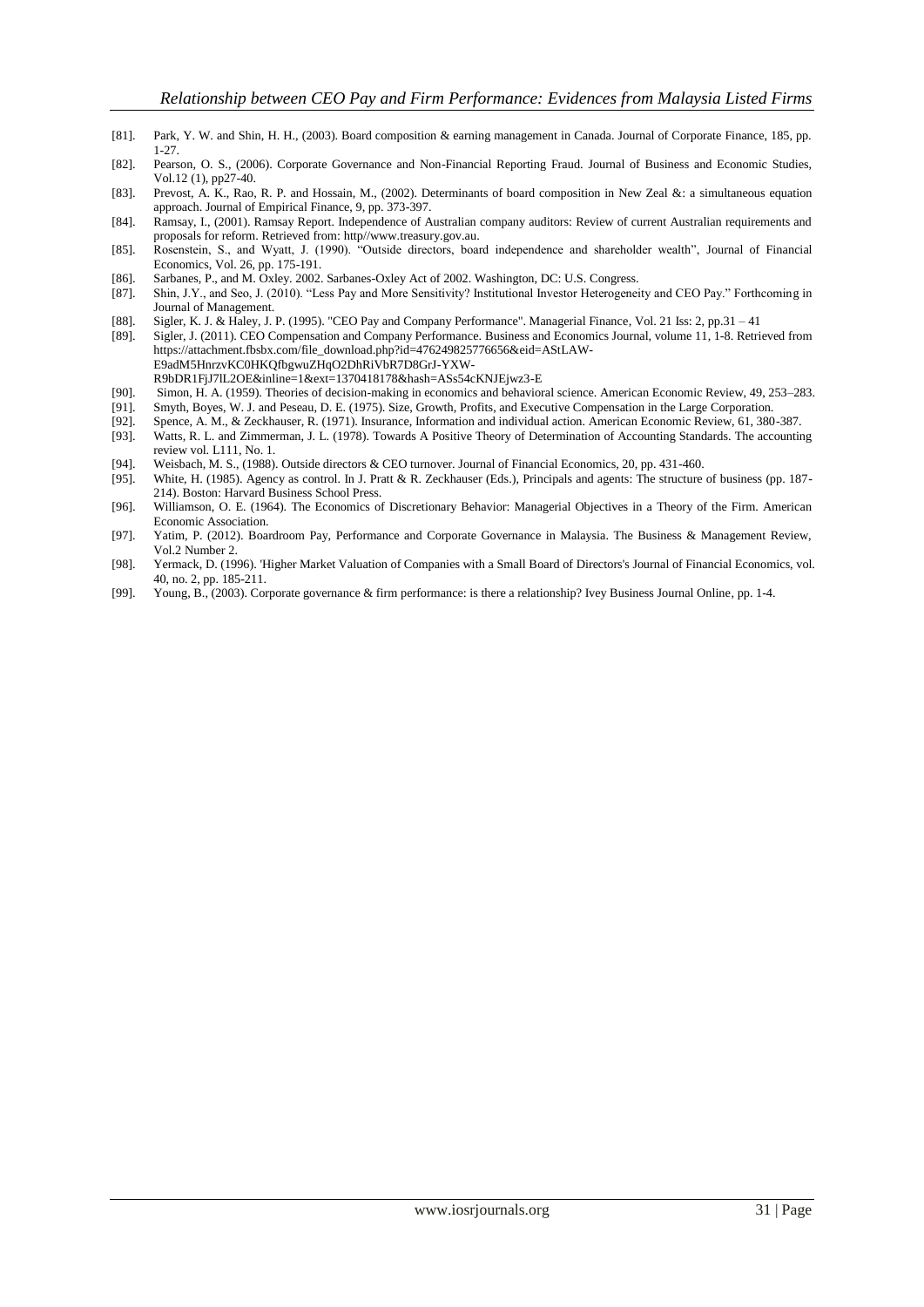[81]. Park, Y. W. and Shin, H. H., (2003). Board composition & earning management in Canada. Journal of Corporate Finance, 185, pp. 1-27.

[82]. Pearson, O. S., (2006). Corporate Governance and Non-Financial Reporting Fraud. Journal of Business and Economic Studies, Vol.12 (1), pp27-40.

[83]. Prevost, A. K., Rao, R. P. and Hossain, M., (2002). Determinants of board composition in New Zeal &: a simultaneous equation approach. Journal of Empirical Finance, 9, pp. 373-397.

[84]. Ramsay, I., (2001). Ramsay Report. Independence of Australian company auditors: Review of current Australian requirements and proposals for reform. Retrieved from: http//www.treasury.gov.au.

[85]. Rosenstein, S., and Wyatt, J. (1990). "Outside directors, board independence and shareholder wealth", Journal of Financial Economics, Vol. 26, pp. 175-191.

[86]. Sarbanes, P., and M. Oxley. 2002. Sarbanes-Oxley Act of 2002. Washington, DC: U.S. Congress.

[87]. Shin, J.Y., and Seo, J. (2010). "Less Pay and More Sensitivity? Institutional Investor Heterogeneity and CEO Pay." Forthcoming in Journal of Management.

[88]. Sigler, K. J. & Haley, J. P. (1995). "CEO Pay and Company Performance". Managerial Finance, Vol. 21 Iss: 2, pp.31 – 41

[89]. Sigler, J. (2011). CEO Compensation and Company Performance. Business and Economics Journal, volume 11, 1-8. Retrieved from https://attachment.fbsbx.com/file_download.php?id=476249825776656&eid=AStLAW-E9adM5HnrzvKC0HKQfbgwuZHqO2DhRiVbR7D8GrJ-YXW-R9bDR1FjJ7lL2OE&inline=1&ext=1370418178&hash=ASs54cKNJEjwz3-E

[90]. Simon, H. A. (1959). Theories of decision-making in economics and behavioral science. American Economic Review, 49, 253–283.

[91]. Smyth, Boyes, W. J. and Peseau, D. E. (1975). Size, Growth, Profits, and Executive Compensation in the Large Corporation.

[92]. Spence, A. M., & Zeckhauser, R. (1971). Insurance, Information and individual action. American Economic Review, 61, 380-387.

[93]. Watts, R. L. and Zimmerman, J. L. (1978). Towards A Positive Theory of Determination of Accounting Standards. The accounting review vol. L111, No. 1.

[94]. Weisbach, M. S., (1988). Outside directors & CEO turnover. Journal of Financial Economics, 20, pp. 431-460.

[95]. White, H. (1985). Agency as control. In J. Pratt & R. Zeckhauser (Eds.), Principals and agents: The structure of business (pp. 187-214). Boston: Harvard Business School Press.

[96]. Williamson, O. E. (1964). The Economics of Discretionary Behavior: Managerial Objectives in a Theory of the Firm. American Economic Association.

[97]. Yatim, P. (2012). Boardroom Pay, Performance and Corporate Governance in Malaysia. The Business & Management Review, Vol.2 Number 2.

[98]. Yermack, D. (1996). 'Higher Market Valuation of Companies with a Small Board of Directors's Journal of Financial Economics, vol. 40, no. 2, pp. 185-211.

[99]. Young, B., (2003). Corporate governance & firm performance: is there a relationship? Ivey Business Journal Online, pp. 1-4.